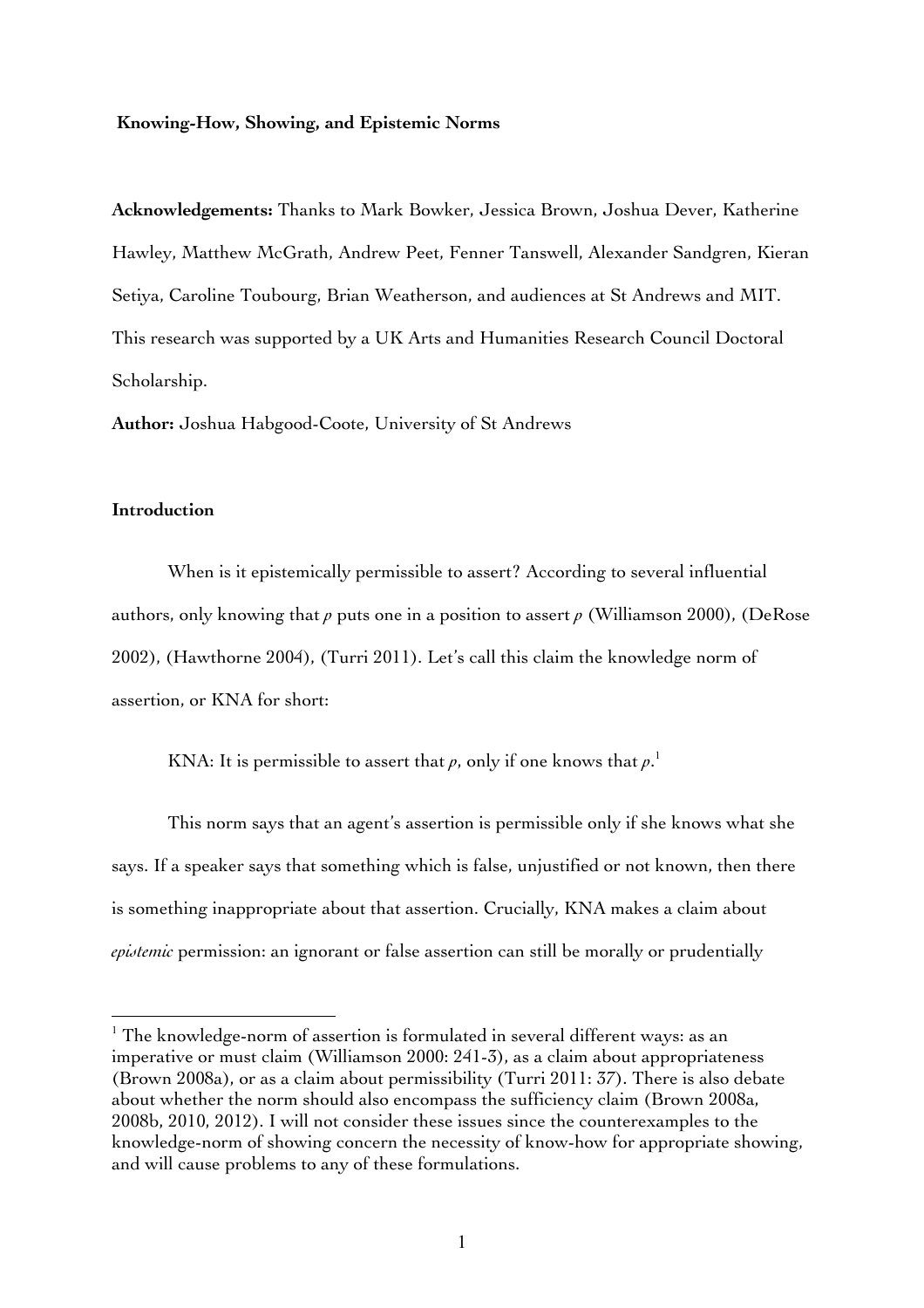# Knowing-How, Showing, and Epistemic Norms

**Acknowledgements:** Thanks to Mark Bowker, Jessica Brown, Joshua Dever, Katherine Hawley, Matthew McGrath, Andrew Peet, Fenner Tanswell, Alexander Sandgren, Kieran Setiya, Caroline Toubourg, Brian Weatherson, and audiences at St Andrews and MIT. This research was supported by a UK Arts and Humanities Research Council Doctoral Scholarship.

**Author:** Joshua Habgood-Coote, University of St Andrews

## Introduction

When is it epistemically permissible to assert? According to several influential authors, only knowing that *p* puts one in a position to assert *p* (Williamson 2000), (DeRose 2002), (Hawthorne 2004), (Turri 2011). Let's call this claim the knowledge norm of assertion, or KNA for short:

KNA: It is permissible to assert that *p*, only if one knows that *p*.[1]

This norm says that an agent's assertion is permissible only if she knows what she says. If a speaker says that something which is false, unjustified or not known, then there is something inappropriate about that assertion. Crucially, KNA makes a claim about *epistemic* permission: an ignorant or false assertion can still be morally or prudentially

[1] The knowledge-norm of assertion is formulated in several different ways: as an imperative or must claim (Williamson 2000: 241-3), as a claim about appropriateness (Brown 2008a), or as a claim about permissibility (Turri 2011: 37). There is also debate about whether the norm should also encompass the sufficiency claim (Brown 2008a, 2008b, 2010, 2012). I will not consider these issues since the counterexamples to the knowledge-norm of showing concern the necessity of know-how for appropriate showing, and will cause problems to any of these formulations.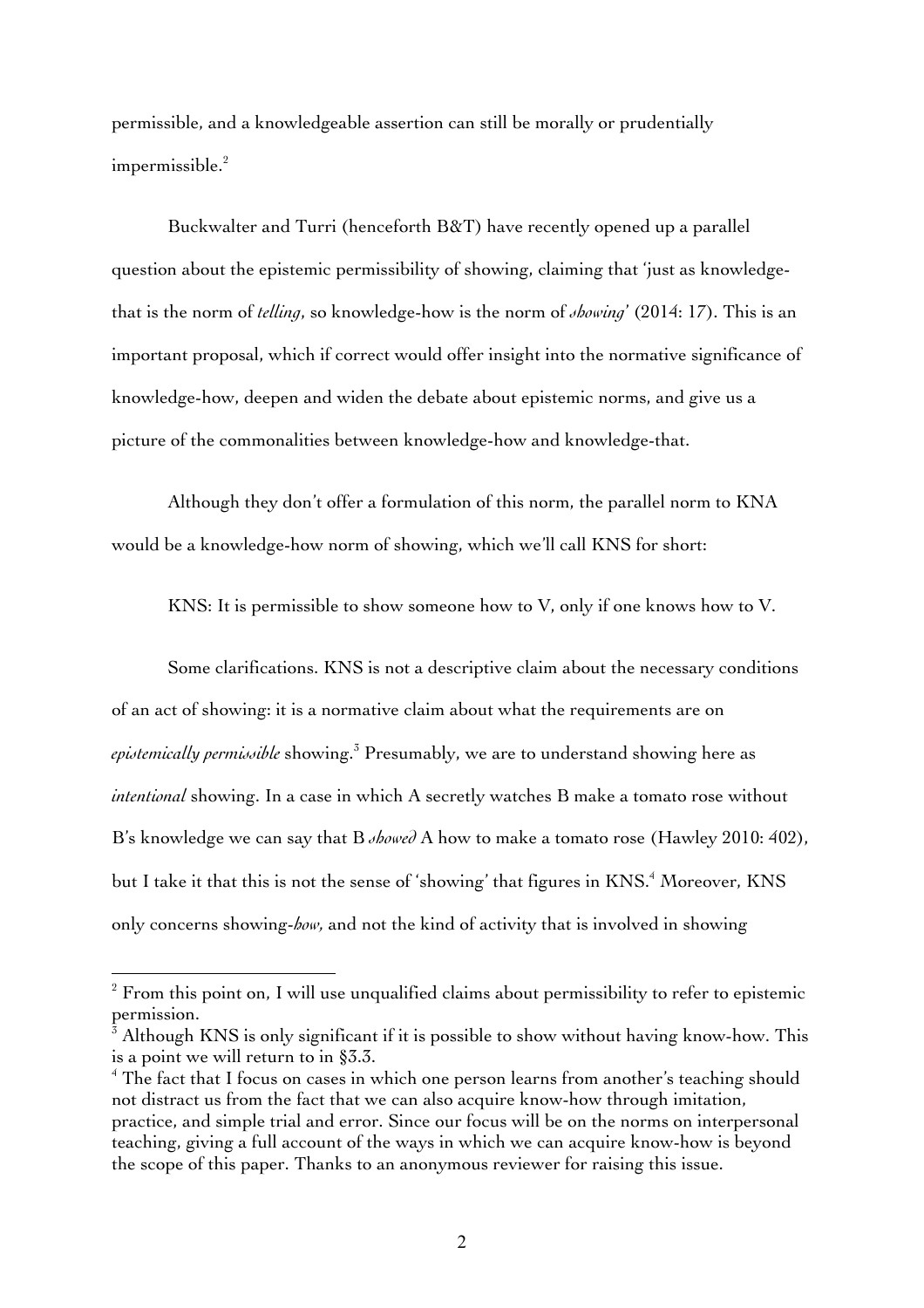permissible, and a knowledgeable assertion can still be morally or prudentially impermissible.[2]

Buckwalter and Turri (henceforth B&T) have recently opened up a parallel question about the epistemic permissibility of showing, claiming that 'just as knowledge-that is the norm of *telling*, so knowledge-how is the norm of *showing*' (2014: 17). This is an important proposal, which if correct would offer insight into the normative significance of knowledge-how, deepen and widen the debate about epistemic norms, and give us a picture of the commonalities between knowledge-how and knowledge-that.

Although they don't offer a formulation of this norm, the parallel norm to KNA would be a knowledge-how norm of showing, which we'll call KNS for short:

KNS: It is permissible to show someone how to V, only if one knows how to V.

Some clarifications. KNS is not a descriptive claim about the necessary conditions of an act of showing: it is a normative claim about what the requirements are on *epistemically permissible* showing.[3] Presumably, we are to understand showing here as *intentional* showing. In a case in which A secretly watches B make a tomato rose without B's knowledge we can say that B *showed* A how to make a tomato rose (Hawley 2010: 402), but I take it that this is not the sense of 'showing' that figures in KNS.[4] Moreover, KNS only concerns showing-*how,* and not the kind of activity that is involved in showing

---

[2] From this point on, I will use unqualified claims about permissibility to refer to epistemic permission.

[3] Although KNS is only significant if it is possible to show without having know-how. This is a point we will return to in §3.3.

[4] The fact that I focus on cases in which one person learns from another's teaching should not distract us from the fact that we can also acquire know-how through imitation, practice, and simple trial and error. Since our focus will be on the norms on interpersonal teaching, giving a full account of the ways in which we can acquire know-how is beyond the scope of this paper. Thanks to an anonymous reviewer for raising this issue.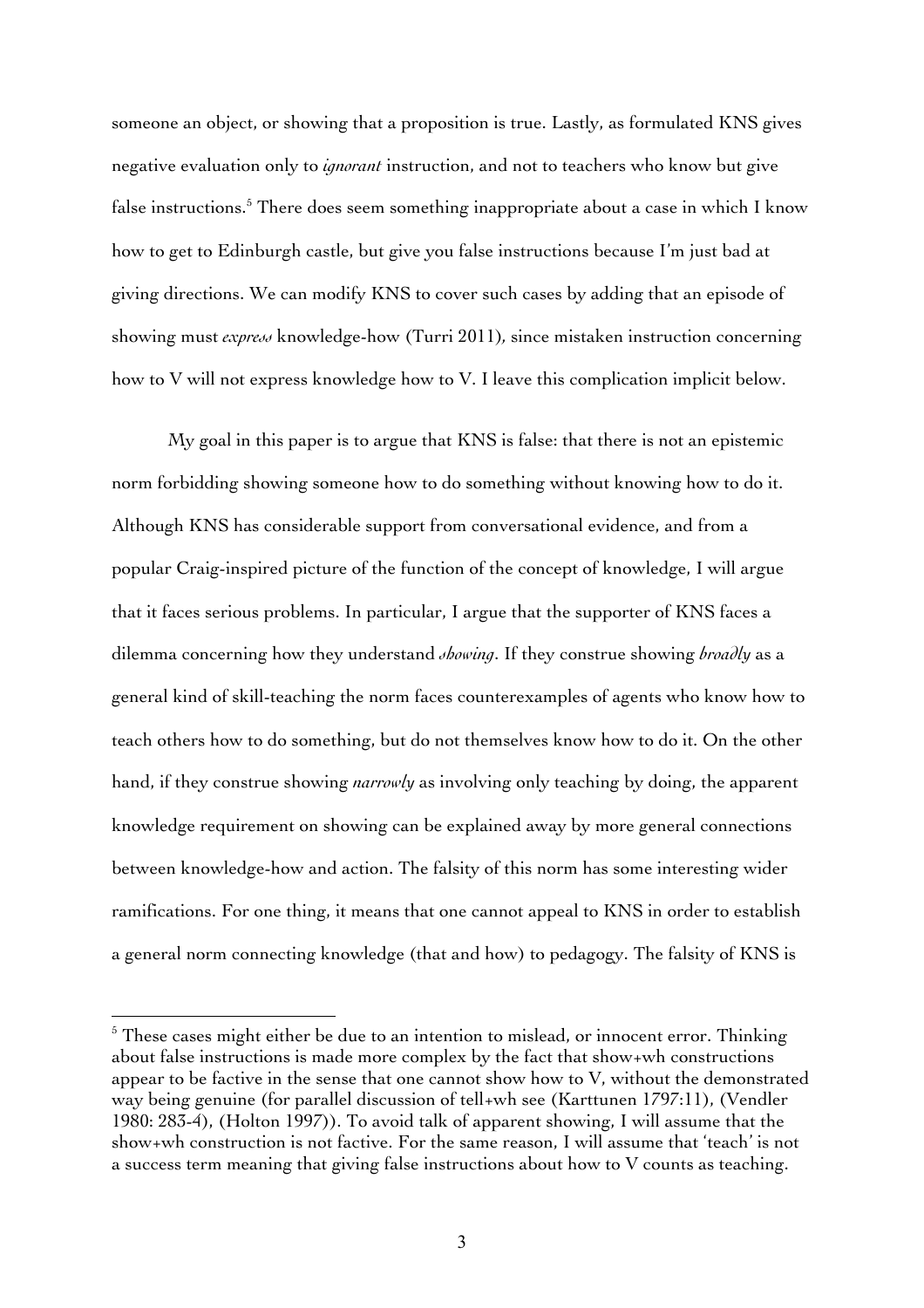someone an object, or showing that a proposition is true. Lastly, as formulated KNS gives negative evaluation only to *ignorant* instruction, and not to teachers who know but give false instructions.[5] There does seem something inappropriate about a case in which I know how to get to Edinburgh castle, but give you false instructions because I'm just bad at giving directions. We can modify KNS to cover such cases by adding that an episode of showing must *express* knowledge-how (Turri 2011), since mistaken instruction concerning how to V will not express knowledge how to V. I leave this complication implicit below.

My goal in this paper is to argue that KNS is false: that there is not an epistemic norm forbidding showing someone how to do something without knowing how to do it. Although KNS has considerable support from conversational evidence, and from a popular Craig-inspired picture of the function of the concept of knowledge, I will argue that it faces serious problems. In particular, I argue that the supporter of KNS faces a dilemma concerning how they understand *showing*. If they construe showing *broadly* as a general kind of skill-teaching the norm faces counterexamples of agents who know how to teach others how to do something, but do not themselves know how to do it. On the other hand, if they construe showing *narrowly* as involving only teaching by doing, the apparent knowledge requirement on showing can be explained away by more general connections between knowledge-how and action. The falsity of this norm has some interesting wider ramifications. For one thing, it means that one cannot appeal to KNS in order to establish a general norm connecting knowledge (that and how) to pedagogy. The falsity of KNS is

[5] These cases might either be due to an intention to mislead, or innocent error. Thinking about false instructions is made more complex by the fact that show+wh constructions appear to be factive in the sense that one cannot show how to V, without the demonstrated way being genuine (for parallel discussion of tell+wh see (Karttunen 1797:11), (Vendler 1980: 283-4), (Holton 1997)). To avoid talk of apparent showing, I will assume that the show+wh construction is not factive. For the same reason, I will assume that 'teach' is not a success term meaning that giving false instructions about how to V counts as teaching.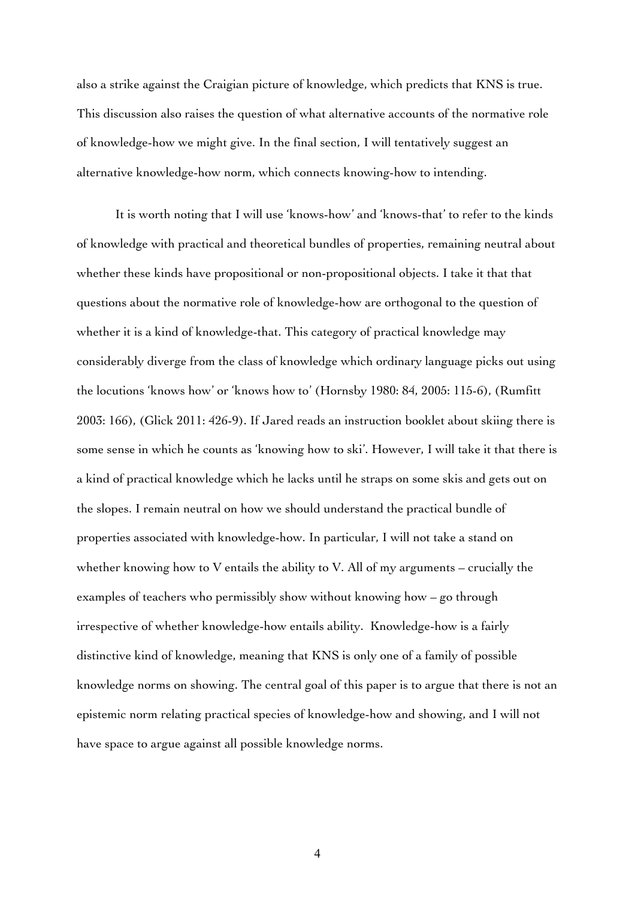also a strike against the Craigian picture of knowledge, which predicts that KNS is true. This discussion also raises the question of what alternative accounts of the normative role of knowledge-how we might give. In the final section, I will tentatively suggest an alternative knowledge-how norm, which connects knowing-how to intending.

It is worth noting that I will use 'knows-how' and 'knows-that' to refer to the kinds of knowledge with practical and theoretical bundles of properties, remaining neutral about whether these kinds have propositional or non-propositional objects. I take it that that questions about the normative role of knowledge-how are orthogonal to the question of whether it is a kind of knowledge-that. This category of practical knowledge may considerably diverge from the class of knowledge which ordinary language picks out using the locutions 'knows how' or 'knows how to' (Hornsby 1980: 84, 2005: 115-6), (Rumfitt 2003: 166), (Glick 2011: 426-9). If Jared reads an instruction booklet about skiing there is some sense in which he counts as 'knowing how to ski'. However, I will take it that there is a kind of practical knowledge which he lacks until he straps on some skis and gets out on the slopes. I remain neutral on how we should understand the practical bundle of properties associated with knowledge-how. In particular, I will not take a stand on whether knowing how to V entails the ability to V. All of my arguments – crucially the examples of teachers who permissibly show without knowing how – go through irrespective of whether knowledge-how entails ability. Knowledge-how is a fairly distinctive kind of knowledge, meaning that KNS is only one of a family of possible knowledge norms on showing. The central goal of this paper is to argue that there is not an epistemic norm relating practical species of knowledge-how and showing, and I will not have space to argue against all possible knowledge norms.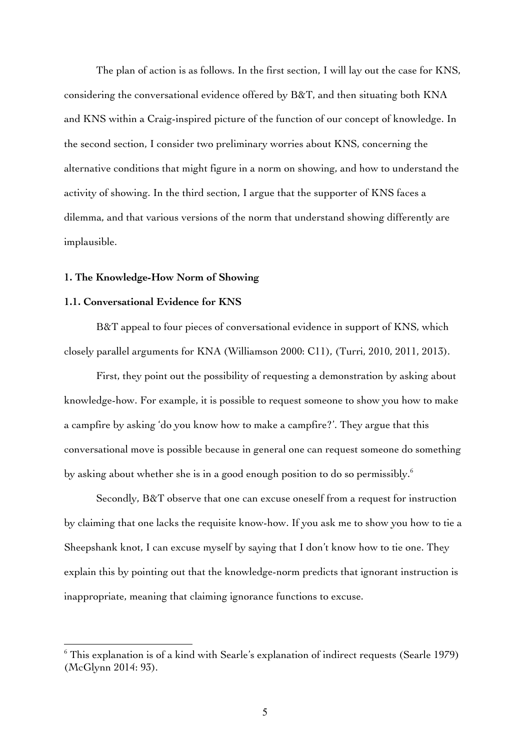The plan of action is as follows. In the first section, I will lay out the case for KNS, considering the conversational evidence offered by B&T, and then situating both KNA and KNS within a Craig-inspired picture of the function of our concept of knowledge. In the second section, I consider two preliminary worries about KNS, concerning the alternative conditions that might figure in a norm on showing, and how to understand the activity of showing. In the third section, I argue that the supporter of KNS faces a dilemma, and that various versions of the norm that understand showing differently are implausible.

## 1. The Knowledge-How Norm of Showing

### 1.1. Conversational Evidence for KNS

B&T appeal to four pieces of conversational evidence in support of KNS, which closely parallel arguments for KNA (Williamson 2000: C11), (Turri, 2010, 2011, 2013).

First, they point out the possibility of requesting a demonstration by asking about knowledge-how. For example, it is possible to request someone to show you how to make a campfire by asking 'do you know how to make a campfire?'. They argue that this conversational move is possible because in general one can request someone do something by asking about whether she is in a good enough position to do so permissibly.[6]

Secondly, B&T observe that one can excuse oneself from a request for instruction by claiming that one lacks the requisite know-how. If you ask me to show you how to tie a Sheepshank knot, I can excuse myself by saying that I don't know how to tie one. They explain this by pointing out that the knowledge-norm predicts that ignorant instruction is inappropriate, meaning that claiming ignorance functions to excuse.

---

[6] This explanation is of a kind with Searle's explanation of indirect requests (Searle 1979) (McGlynn 2014: 93).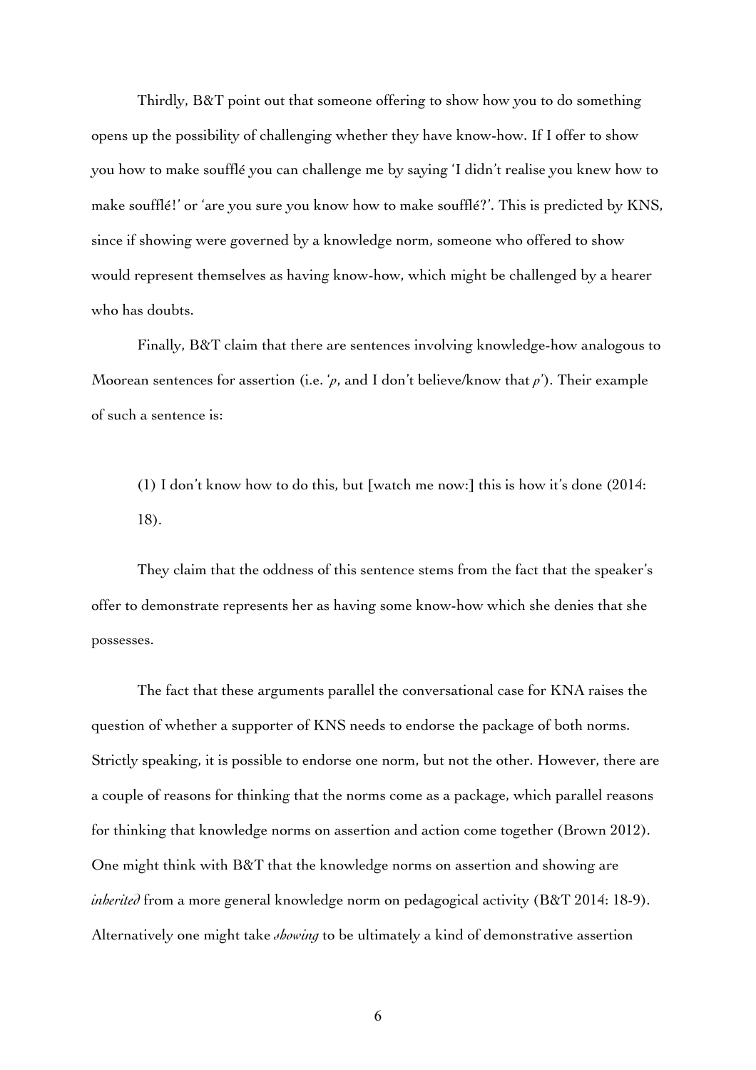Thirdly, B&T point out that someone offering to show how you to do something opens up the possibility of challenging whether they have know-how. If I offer to show you how to make soufflé you can challenge me by saying 'I didn't realise you knew how to make soufflé!' or 'are you sure you know how to make soufflé?'. This is predicted by KNS, since if showing were governed by a knowledge norm, someone who offered to show would represent themselves as having know-how, which might be challenged by a hearer who has doubts.

Finally, B&T claim that there are sentences involving knowledge-how analogous to Moorean sentences for assertion (i.e. '*p*, and I don't believe/know that *p*'). Their example of such a sentence is:

(1) I don't know how to do this, but [watch me now:] this is how it's done (2014: 18).

They claim that the oddness of this sentence stems from the fact that the speaker's offer to demonstrate represents her as having some know-how which she denies that she possesses.

The fact that these arguments parallel the conversational case for KNA raises the question of whether a supporter of KNS needs to endorse the package of both norms. Strictly speaking, it is possible to endorse one norm, but not the other. However, there are a couple of reasons for thinking that the norms come as a package, which parallel reasons for thinking that knowledge norms on assertion and action come together (Brown 2012). One might think with B&T that the knowledge norms on assertion and showing are *inherited* from a more general knowledge norm on pedagogical activity (B&T 2014: 18-9). Alternatively one might take *showing* to be ultimately a kind of demonstrative assertion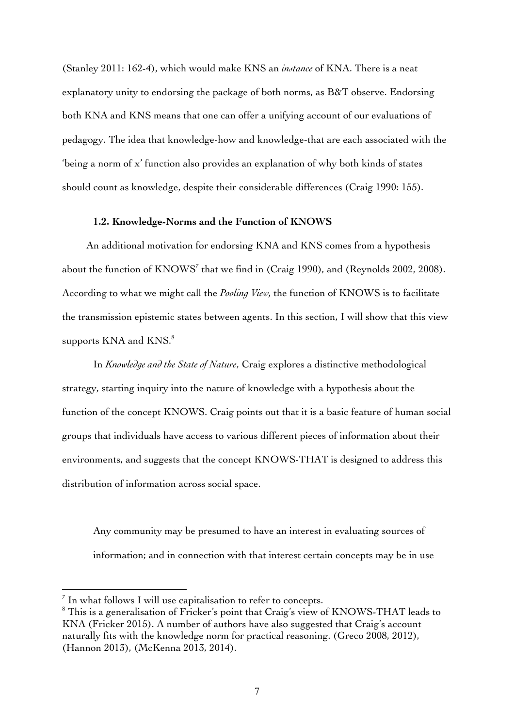(Stanley 2011: 162-4), which would make KNS an *instance* of KNA. There is a neat explanatory unity to endorsing the package of both norms, as B&T observe. Endorsing both KNA and KNS means that one can offer a unifying account of our evaluations of pedagogy. The idea that knowledge-how and knowledge-that are each associated with the 'being a norm of x' function also provides an explanation of why both kinds of states should count as knowledge, despite their considerable differences (Craig 1990: 155).

### 1.2. Knowledge-Norms and the Function of KNOWS

An additional motivation for endorsing KNA and KNS comes from a hypothesis about the function of KNOWS[7] that we find in (Craig 1990), and (Reynolds 2002, 2008). According to what we might call the *Pooling View,* the function of KNOWS is to facilitate the transmission epistemic states between agents. In this section, I will show that this view supports KNA and KNS.[8]

In *Knowledge and the State of Nature*, Craig explores a distinctive methodological strategy, starting inquiry into the nature of knowledge with a hypothesis about the function of the concept KNOWS. Craig points out that it is a basic feature of human social groups that individuals have access to various different pieces of information about their environments, and suggests that the concept KNOWS-THAT is designed to address this distribution of information across social space.

> Any community may be presumed to have an interest in evaluating sources of information; and in connection with that interest certain concepts may be in use

---

[7] In what follows I will use capitalisation to refer to concepts.

[8] This is a generalisation of Fricker's point that Craig's view of KNOWS-THAT leads to KNA (Fricker 2015). A number of authors have also suggested that Craig's account naturally fits with the knowledge norm for practical reasoning. (Greco 2008, 2012), (Hannon 2013), (McKenna 2013, 2014).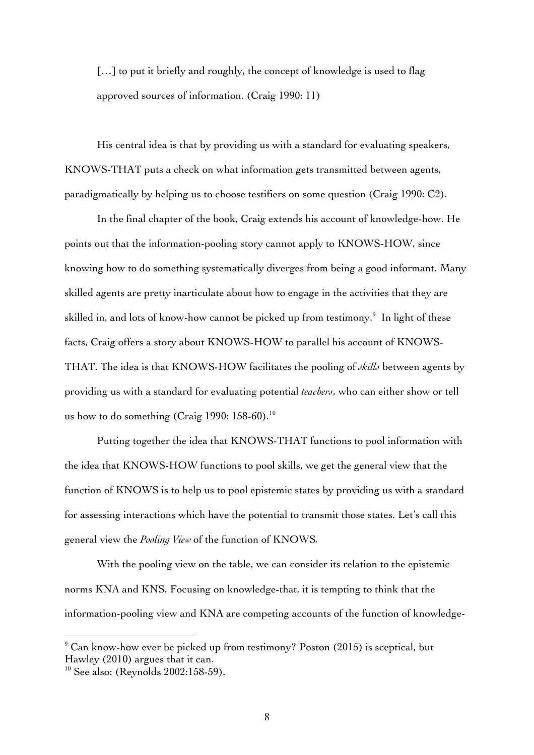> […] to put it briefly and roughly, the concept of knowledge is used to flag approved sources of information. (Craig 1990: 11)

His central idea is that by providing us with a standard for evaluating speakers, KNOWS-THAT puts a check on what information gets transmitted between agents, paradigmatically by helping us to choose testifiers on some question (Craig 1990: C2).

In the final chapter of the book, Craig extends his account of knowledge-how. He points out that the information-pooling story cannot apply to KNOWS-HOW, since knowing how to do something systematically diverges from being a good informant. Many skilled agents are pretty inarticulate about how to engage in the activities that they are skilled in, and lots of know-how cannot be picked up from testimony.[9] In light of these facts, Craig offers a story about KNOWS-HOW to parallel his account of KNOWS-THAT. The idea is that KNOWS-HOW facilitates the pooling of *skills* between agents by providing us with a standard for evaluating potential *teachers*, who can either show or tell us how to do something (Craig 1990: 158-60).[10]

Putting together the idea that KNOWS-THAT functions to pool information with the idea that KNOWS-HOW functions to pool skills, we get the general view that the function of KNOWS is to help us to pool epistemic states by providing us with a standard for assessing interactions which have the potential to transmit those states. Let's call this general view the *Pooling View* of the function of KNOWS.

With the pooling view on the table, we can consider its relation to the epistemic norms KNA and KNS. Focusing on knowledge-that, it is tempting to think that the information-pooling view and KNA are competing accounts of the function of knowledge-

---

[9] Can know-how ever be picked up from testimony? Poston (2015) is sceptical, but Hawley (2010) argues that it can.

[10] See also: (Reynolds 2002:158-59).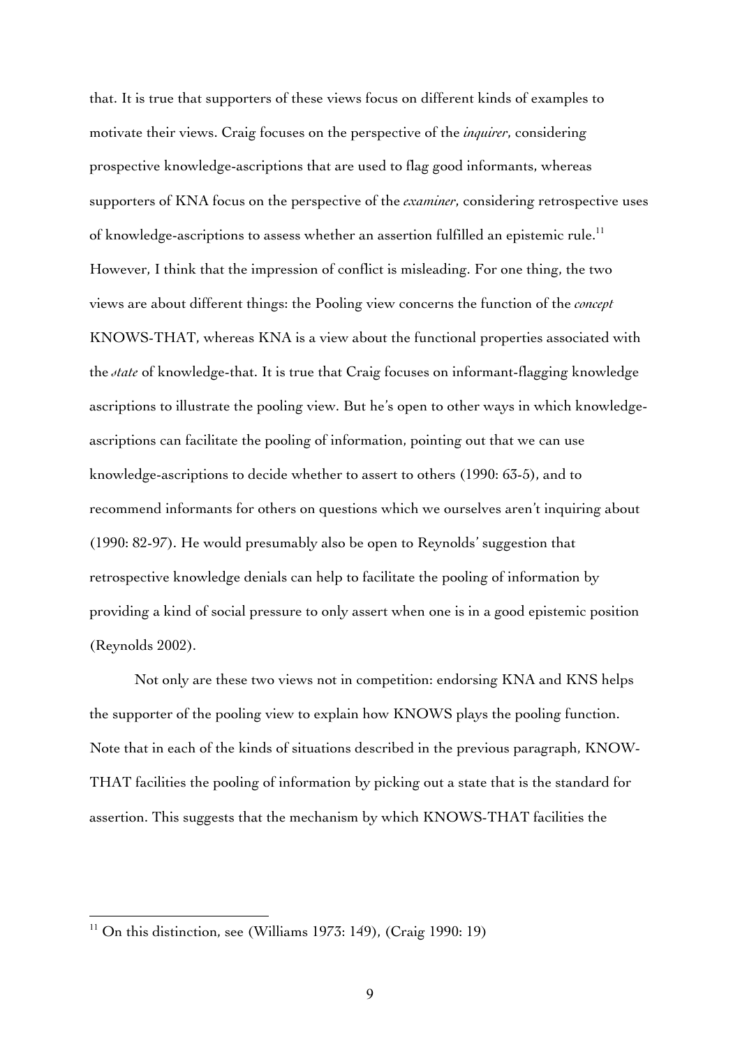that. It is true that supporters of these views focus on different kinds of examples to motivate their views. Craig focuses on the perspective of the *inquirer*, considering prospective knowledge-ascriptions that are used to flag good informants, whereas supporters of KNA focus on the perspective of the *examiner*, considering retrospective uses of knowledge-ascriptions to assess whether an assertion fulfilled an epistemic rule.[11] However, I think that the impression of conflict is misleading. For one thing, the two views are about different things: the Pooling view concerns the function of the *concept* KNOWS-THAT, whereas KNA is a view about the functional properties associated with the *state* of knowledge-that. It is true that Craig focuses on informant-flagging knowledge ascriptions to illustrate the pooling view. But he's open to other ways in which knowledge-ascriptions can facilitate the pooling of information, pointing out that we can use knowledge-ascriptions to decide whether to assert to others (1990: 63-5), and to recommend informants for others on questions which we ourselves aren't inquiring about (1990: 82-97). He would presumably also be open to Reynolds' suggestion that retrospective knowledge denials can help to facilitate the pooling of information by providing a kind of social pressure to only assert when one is in a good epistemic position (Reynolds 2002).

Not only are these two views not in competition: endorsing KNA and KNS helps the supporter of the pooling view to explain how KNOWS plays the pooling function. Note that in each of the kinds of situations described in the previous paragraph, KNOW-THAT facilities the pooling of information by picking out a state that is the standard for assertion. This suggests that the mechanism by which KNOWS-THAT facilities the

[11] On this distinction, see (Williams 1973: 149), (Craig 1990: 19)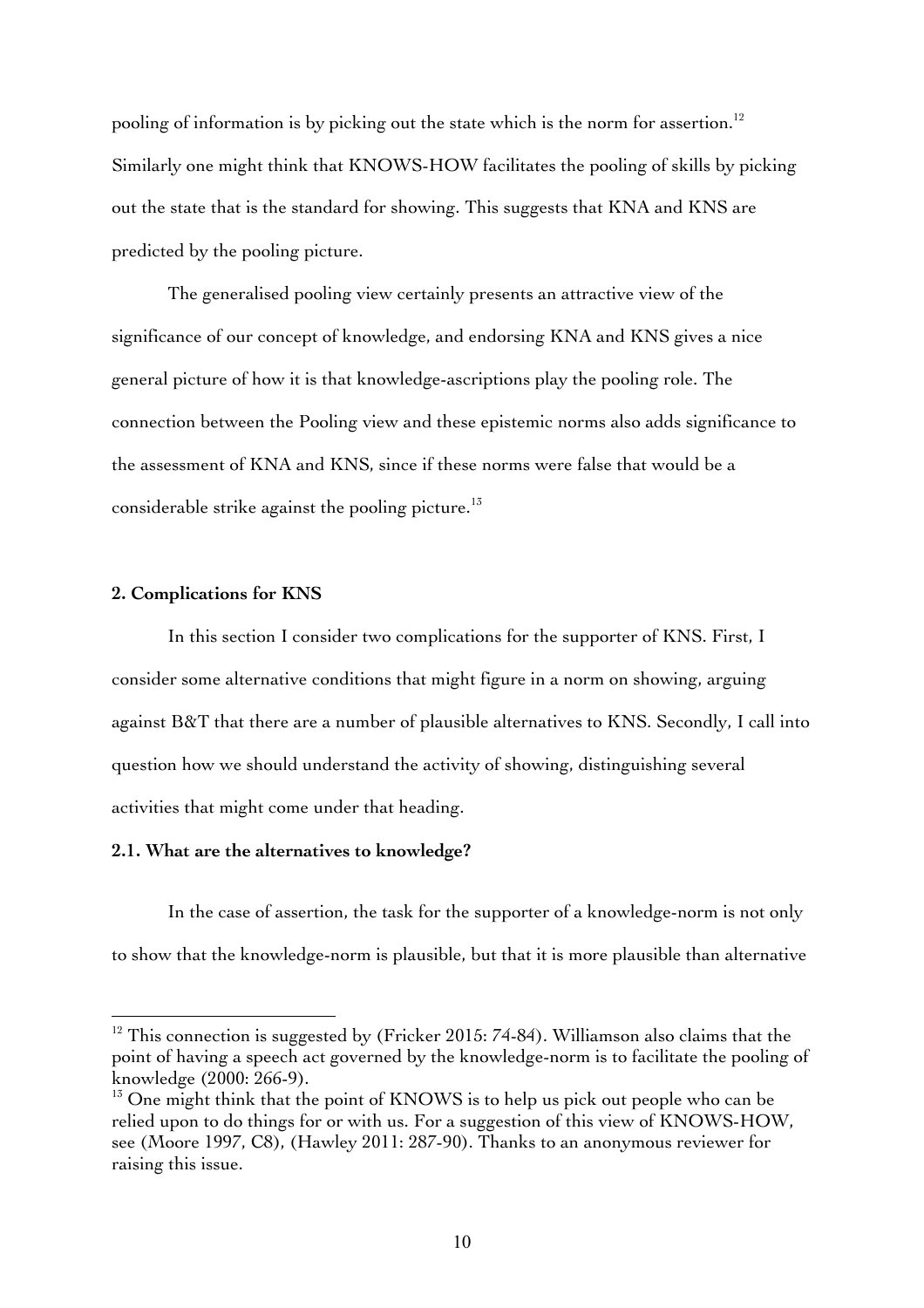pooling of information is by picking out the state which is the norm for assertion.[12] Similarly one might think that KNOWS-HOW facilitates the pooling of skills by picking out the state that is the standard for showing. This suggests that KNA and KNS are predicted by the pooling picture.

The generalised pooling view certainly presents an attractive view of the significance of our concept of knowledge, and endorsing KNA and KNS gives a nice general picture of how it is that knowledge-ascriptions play the pooling role. The connection between the Pooling view and these epistemic norms also adds significance to the assessment of KNA and KNS, since if these norms were false that would be a considerable strike against the pooling picture.[13]

## 2. Complications for KNS

In this section I consider two complications for the supporter of KNS. First, I consider some alternative conditions that might figure in a norm on showing, arguing against B&T that there are a number of plausible alternatives to KNS. Secondly, I call into question how we should understand the activity of showing, distinguishing several activities that might come under that heading.

### 2.1. What are the alternatives to knowledge?

In the case of assertion, the task for the supporter of a knowledge-norm is not only to show that the knowledge-norm is plausible, but that it is more plausible than alternative

---

[12] This connection is suggested by (Fricker 2015: 74-84). Williamson also claims that the point of having a speech act governed by the knowledge-norm is to facilitate the pooling of knowledge (2000: 266-9).

[13] One might think that the point of KNOWS is to help us pick out people who can be relied upon to do things for or with us. For a suggestion of this view of KNOWS-HOW, see (Moore 1997, C8), (Hawley 2011: 287-90). Thanks to an anonymous reviewer for raising this issue.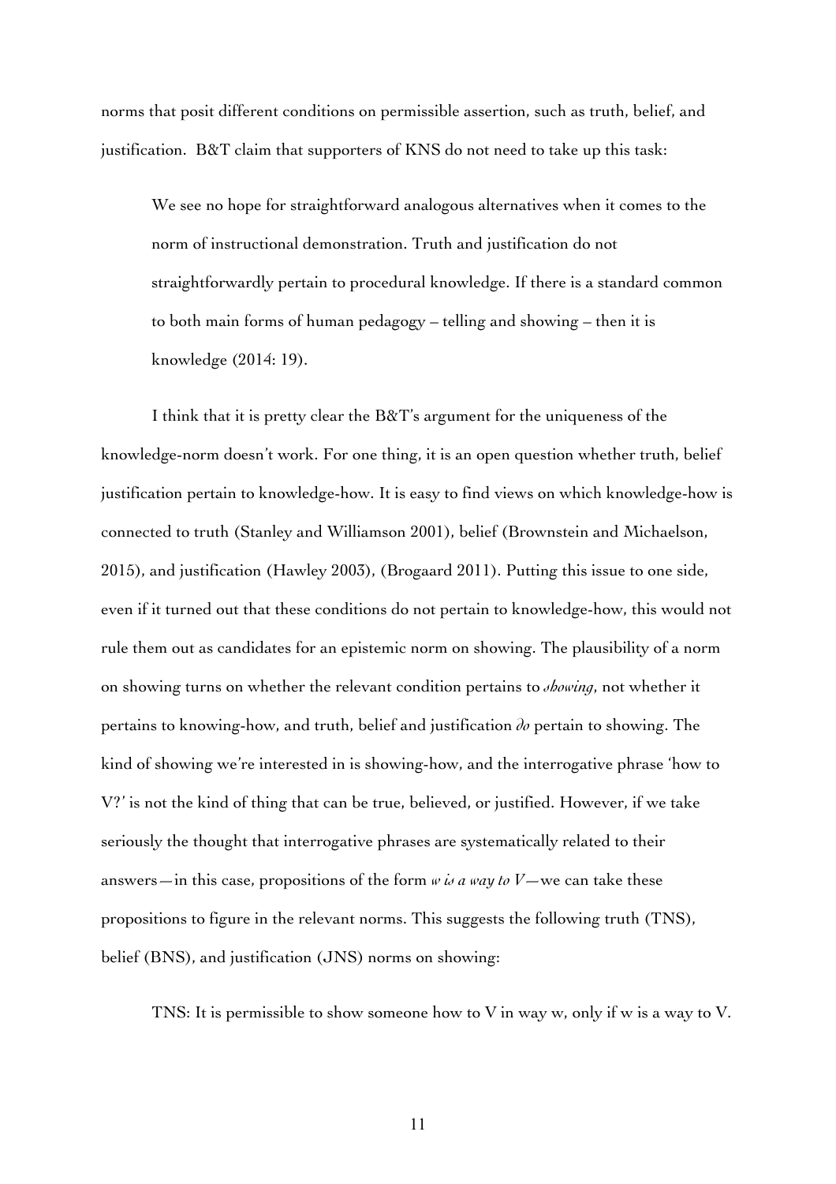norms that posit different conditions on permissible assertion, such as truth, belief, and justification. B&T claim that supporters of KNS do not need to take up this task:

> We see no hope for straightforward analogous alternatives when it comes to the norm of instructional demonstration. Truth and justification do not straightforwardly pertain to procedural knowledge. If there is a standard common to both main forms of human pedagogy – telling and showing – then it is knowledge (2014: 19).

I think that it is pretty clear the B&T's argument for the uniqueness of the knowledge-norm doesn't work. For one thing, it is an open question whether truth, belief justification pertain to knowledge-how. It is easy to find views on which knowledge-how is connected to truth (Stanley and Williamson 2001), belief (Brownstein and Michaelson, 2015), and justification (Hawley 2003), (Brogaard 2011). Putting this issue to one side, even if it turned out that these conditions do not pertain to knowledge-how, this would not rule them out as candidates for an epistemic norm on showing. The plausibility of a norm on showing turns on whether the relevant condition pertains to *showing*, not whether it pertains to knowing-how, and truth, belief and justification *do* pertain to showing. The kind of showing we're interested in is showing-how, and the interrogative phrase 'how to V?' is not the kind of thing that can be true, believed, or justified. However, if we take seriously the thought that interrogative phrases are systematically related to their answers—in this case, propositions of the form *w is a way to V*—we can take these propositions to figure in the relevant norms. This suggests the following truth (TNS), belief (BNS), and justification (JNS) norms on showing:

> TNS: It is permissible to show someone how to V in way w, only if w is a way to V.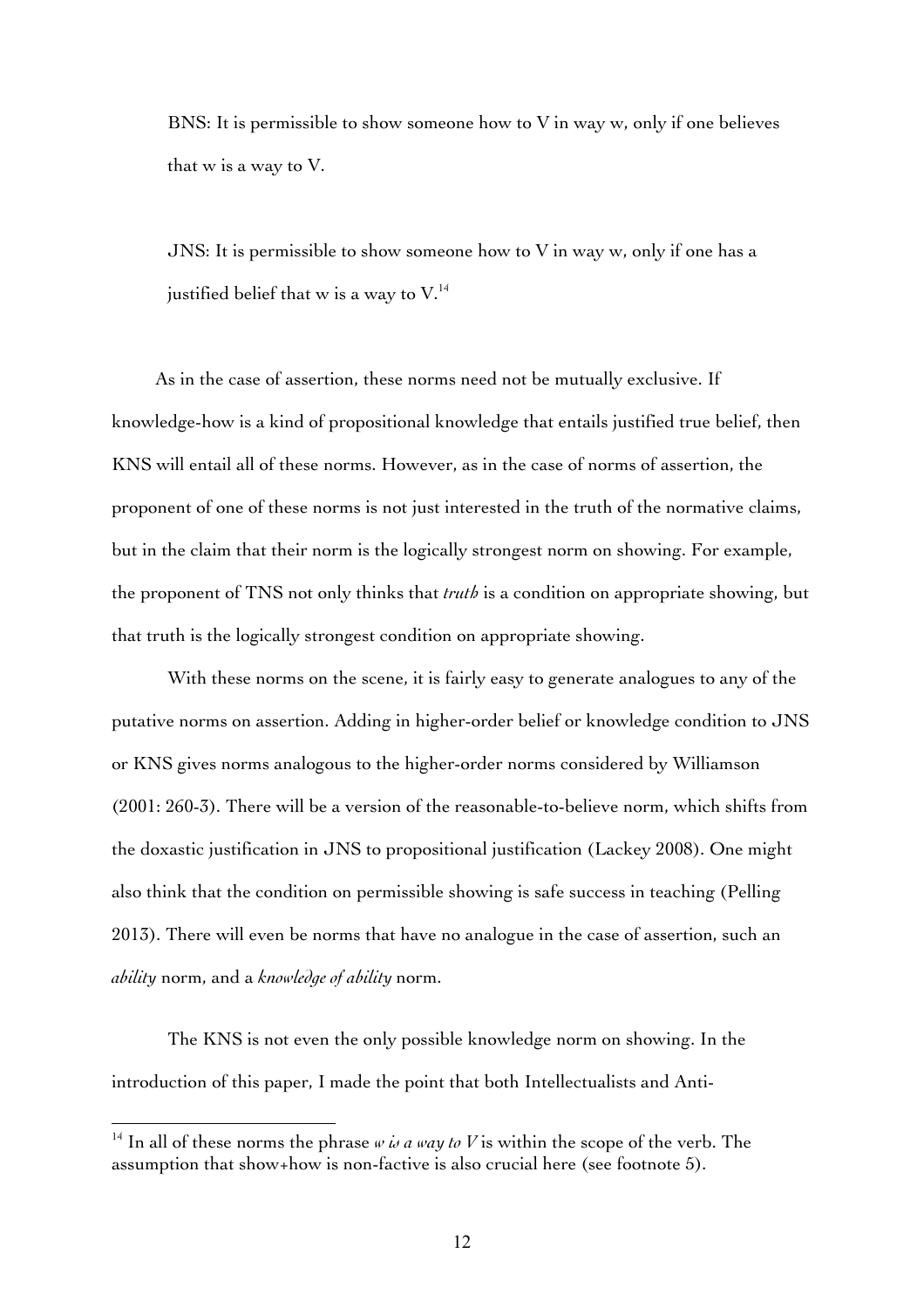BNS: It is permissible to show someone how to V in way w, only if one believes that w is a way to V.

JNS: It is permissible to show someone how to V in way w, only if one has a justified belief that w is a way to V.[14]

As in the case of assertion, these norms need not be mutually exclusive. If knowledge-how is a kind of propositional knowledge that entails justified true belief, then KNS will entail all of these norms. However, as in the case of norms of assertion, the proponent of one of these norms is not just interested in the truth of the normative claims, but in the claim that their norm is the logically strongest norm on showing. For example, the proponent of TNS not only thinks that *truth* is a condition on appropriate showing, but that truth is the logically strongest condition on appropriate showing.

With these norms on the scene, it is fairly easy to generate analogues to any of the putative norms on assertion. Adding in higher-order belief or knowledge condition to JNS or KNS gives norms analogous to the higher-order norms considered by Williamson (2001: 260-3). There will be a version of the reasonable-to-believe norm, which shifts from the doxastic justification in JNS to propositional justification (Lackey 2008). One might also think that the condition on permissible showing is safe success in teaching (Pelling 2013). There will even be norms that have no analogue in the case of assertion, such an *ability* norm, and a *knowledge of ability* norm.

The KNS is not even the only possible knowledge norm on showing. In the introduction of this paper, I made the point that both Intellectualists and Anti-

[14] In all of these norms the phrase *w is a way to V* is within the scope of the verb. The assumption that show+how is non-factive is also crucial here (see footnote 5).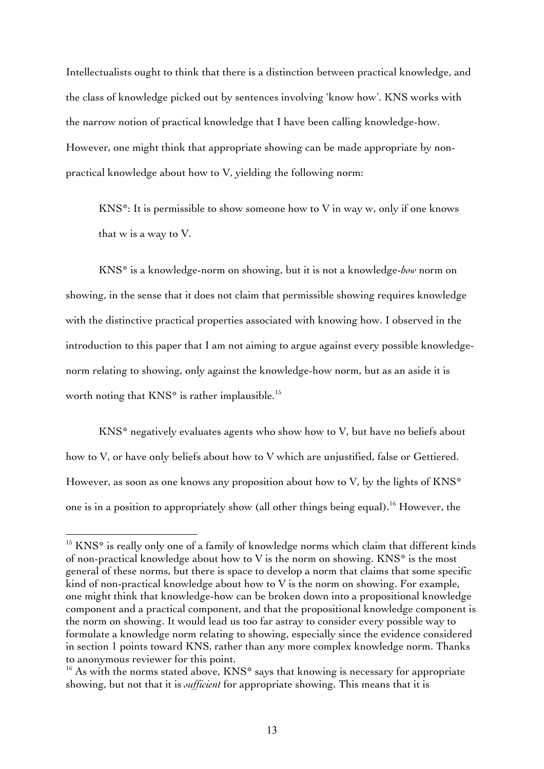Intellectualists ought to think that there is a distinction between practical knowledge, and the class of knowledge picked out by sentences involving 'know how'. KNS works with the narrow notion of practical knowledge that I have been calling knowledge-how. However, one might think that appropriate showing can be made appropriate by non-practical knowledge about how to V, yielding the following norm:

> KNS*: It is permissible to show someone how to V in way w, only if one knows that w is a way to V.

KNS* is a knowledge-norm on showing, but it is not a knowledge-*how* norm on showing, in the sense that it does not claim that permissible showing requires knowledge with the distinctive practical properties associated with knowing how. I observed in the introduction to this paper that I am not aiming to argue against every possible knowledge-norm relating to showing, only against the knowledge-how norm, but as an aside it is worth noting that KNS* is rather implausible.[15]

KNS* negatively evaluates agents who show how to V, but have no beliefs about how to V, or have only beliefs about how to V which are unjustified, false or Gettiered. However, as soon as one knows any proposition about how to V, by the lights of KNS* one is in a position to appropriately show (all other things being equal).[16] However, the

---

[15] KNS* is really only one of a family of knowledge norms which claim that different kinds of non-practical knowledge about how to V is the norm on showing. KNS* is the most general of these norms, but there is space to develop a norm that claims that some specific kind of non-practical knowledge about how to V is the norm on showing. For example, one might think that knowledge-how can be broken down into a propositional knowledge component and a practical component, and that the propositional knowledge component is the norm on showing. It would lead us too far astray to consider every possible way to formulate a knowledge norm relating to showing, especially since the evidence considered in section 1 points toward KNS, rather than any more complex knowledge norm. Thanks to anonymous reviewer for this point.

[16] As with the norms stated above, KNS* says that knowing is necessary for appropriate showing, but not that it is *sufficient* for appropriate showing. This means that it is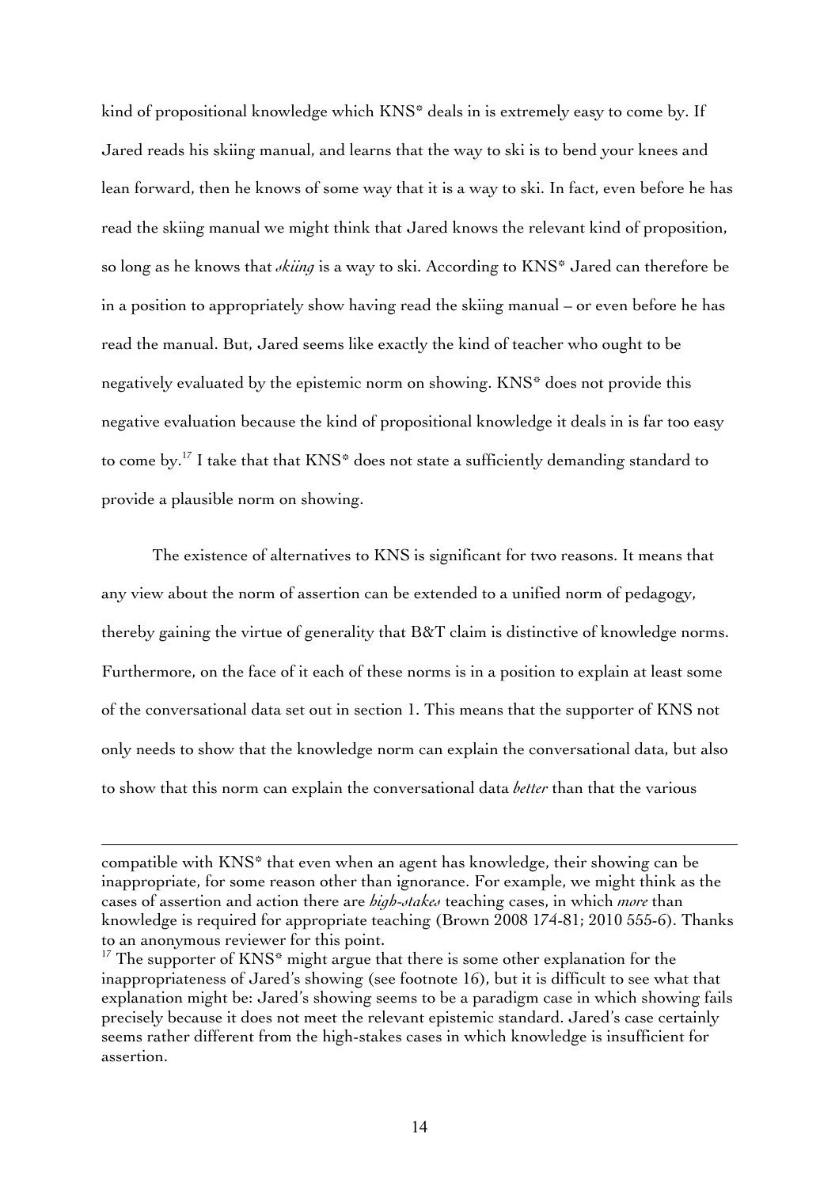kind of propositional knowledge which KNS* deals in is extremely easy to come by. If Jared reads his skiing manual, and learns that the way to ski is to bend your knees and lean forward, then he knows of some way that it is a way to ski. In fact, even before he has read the skiing manual we might think that Jared knows the relevant kind of proposition, so long as he knows that *skiing* is a way to ski. According to KNS* Jared can therefore be in a position to appropriately show having read the skiing manual – or even before he has read the manual. But, Jared seems like exactly the kind of teacher who ought to be negatively evaluated by the epistemic norm on showing. KNS* does not provide this negative evaluation because the kind of propositional knowledge it deals in is far too easy to come by.[17] I take that that KNS* does not state a sufficiently demanding standard to provide a plausible norm on showing.

The existence of alternatives to KNS is significant for two reasons. It means that any view about the norm of assertion can be extended to a unified norm of pedagogy, thereby gaining the virtue of generality that B&T claim is distinctive of knowledge norms. Furthermore, on the face of it each of these norms is in a position to explain at least some of the conversational data set out in section 1. This means that the supporter of KNS not only needs to show that the knowledge norm can explain the conversational data, but also to show that this norm can explain the conversational data *better* than that the various

---

compatible with KNS* that even when an agent has knowledge, their showing can be inappropriate, for some reason other than ignorance. For example, we might think as the cases of assertion and action there are *high-stakes* teaching cases, in which *more* than knowledge is required for appropriate teaching (Brown 2008 174-81; 2010 555-6). Thanks to an anonymous reviewer for this point.

[17] The supporter of KNS* might argue that there is some other explanation for the inappropriateness of Jared's showing (see footnote 16), but it is difficult to see what that explanation might be: Jared's showing seems to be a paradigm case in which showing fails precisely because it does not meet the relevant epistemic standard. Jared's case certainly seems rather different from the high-stakes cases in which knowledge is insufficient for assertion.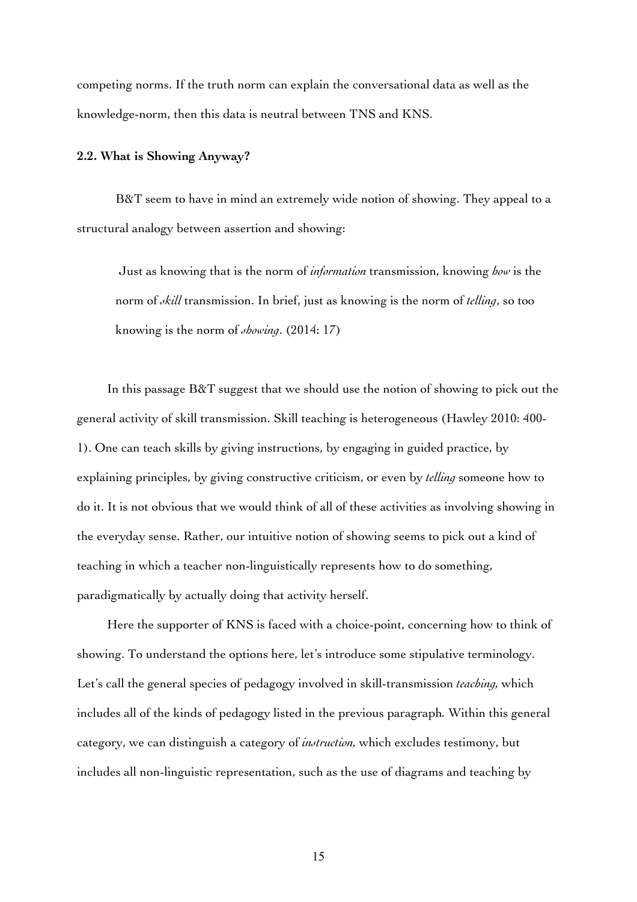competing norms. If the truth norm can explain the conversational data as well as the knowledge-norm, then this data is neutral between TNS and KNS.

### 2.2. What is Showing Anyway?

B&T seem to have in mind an extremely wide notion of showing. They appeal to a structural analogy between assertion and showing:

> Just as knowing that is the norm of *information* transmission, knowing *how* is the norm of *skill* transmission. In brief, just as knowing is the norm of *telling*, so too knowing is the norm of *showing*. (2014: 17)

In this passage B&T suggest that we should use the notion of showing to pick out the general activity of skill transmission. Skill teaching is heterogeneous (Hawley 2010: 400-1). One can teach skills by giving instructions, by engaging in guided practice, by explaining principles, by giving constructive criticism, or even by *telling* someone how to do it. It is not obvious that we would think of all of these activities as involving showing in the everyday sense. Rather, our intuitive notion of showing seems to pick out a kind of teaching in which a teacher non-linguistically represents how to do something, paradigmatically by actually doing that activity herself.

Here the supporter of KNS is faced with a choice-point, concerning how to think of showing. To understand the options here, let's introduce some stipulative terminology. Let's call the general species of pedagogy involved in skill-transmission *teaching*, which includes all of the kinds of pedagogy listed in the previous paragraph. Within this general category, we can distinguish a category of *instruction*, which excludes testimony, but includes all non-linguistic representation, such as the use of diagrams and teaching by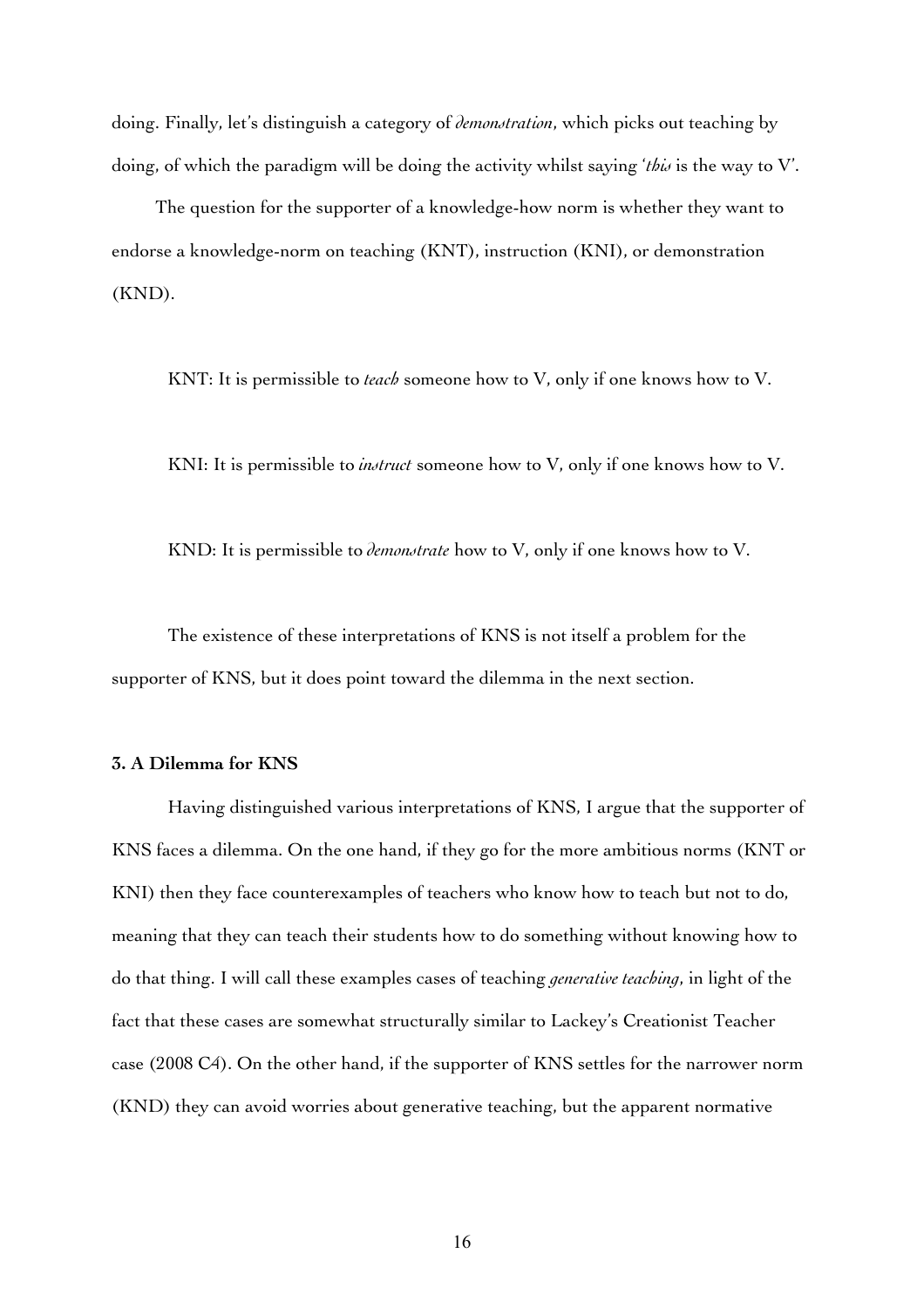doing. Finally, let's distinguish a category of *demonstration*, which picks out teaching by doing, of which the paradigm will be doing the activity whilst saying '*this* is the way to V'.

The question for the supporter of a knowledge-how norm is whether they want to endorse a knowledge-norm on teaching (KNT), instruction (KNI), or demonstration (KND).

KNT: It is permissible to *teach* someone how to V, only if one knows how to V.

KNI: It is permissible to *instruct* someone how to V, only if one knows how to V.

KND: It is permissible to *demonstrate* how to V, only if one knows how to V.

The existence of these interpretations of KNS is not itself a problem for the supporter of KNS, but it does point toward the dilemma in the next section.

### 3. A Dilemma for KNS

Having distinguished various interpretations of KNS, I argue that the supporter of KNS faces a dilemma. On the one hand, if they go for the more ambitious norms (KNT or KNI) then they face counterexamples of teachers who know how to teach but not to do, meaning that they can teach their students how to do something without knowing how to do that thing. I will call these examples cases of teaching *generative teaching*, in light of the fact that these cases are somewhat structurally similar to Lackey's Creationist Teacher case (2008 C4). On the other hand, if the supporter of KNS settles for the narrower norm (KND) they can avoid worries about generative teaching, but the apparent normative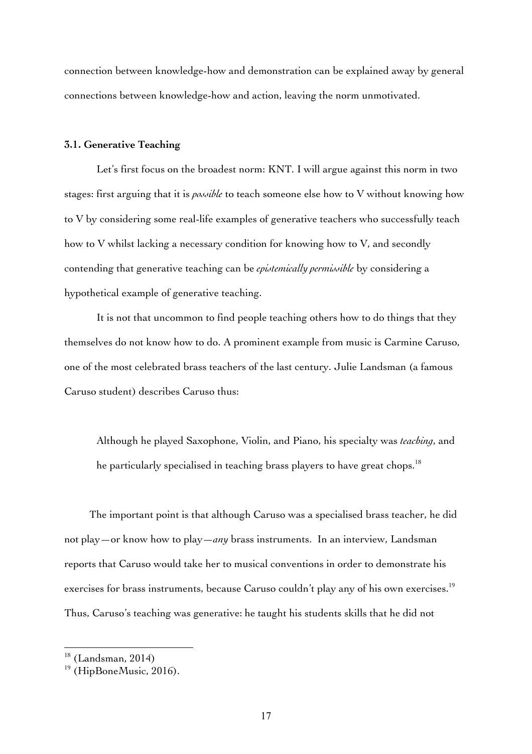connection between knowledge-how and demonstration can be explained away by general connections between knowledge-how and action, leaving the norm unmotivated.

### 3.1. Generative Teaching

Let's first focus on the broadest norm: KNT. I will argue against this norm in two stages: first arguing that it is *possible* to teach someone else how to V without knowing how to V by considering some real-life examples of generative teachers who successfully teach how to V whilst lacking a necessary condition for knowing how to V, and secondly contending that generative teaching can be *epistemically permissible* by considering a hypothetical example of generative teaching.

It is not that uncommon to find people teaching others how to do things that they themselves do not know how to do. A prominent example from music is Carmine Caruso, one of the most celebrated brass teachers of the last century. Julie Landsman (a famous Caruso student) describes Caruso thus:

> Although he played Saxophone, Violin, and Piano, his specialty was *teaching*, and he particularly specialised in teaching brass players to have great chops.[18]

The important point is that although Caruso was a specialised brass teacher, he did not play—or know how to play—*any* brass instruments. In an interview, Landsman reports that Caruso would take her to musical conventions in order to demonstrate his exercises for brass instruments, because Caruso couldn't play any of his own exercises.[19] Thus, Caruso's teaching was generative: he taught his students skills that he did not

---

[18] (Landsman, 2014)

[19] (HipBoneMusic, 2016).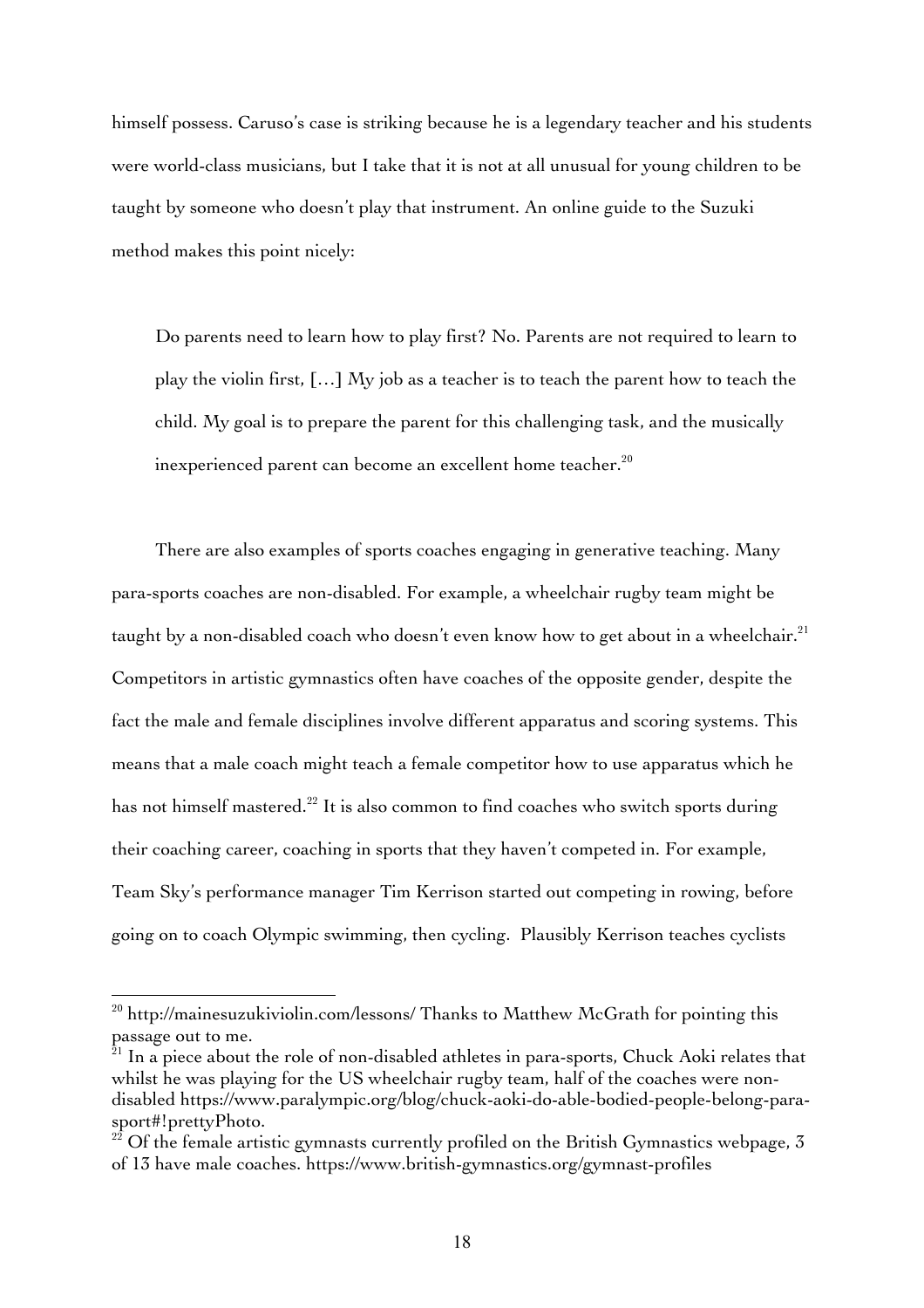himself possess. Caruso's case is striking because he is a legendary teacher and his students were world-class musicians, but I take that it is not at all unusual for young children to be taught by someone who doesn't play that instrument. An online guide to the Suzuki method makes this point nicely:

> Do parents need to learn how to play first? No. Parents are not required to learn to play the violin first, […] My job as a teacher is to teach the parent how to teach the child. My goal is to prepare the parent for this challenging task, and the musically inexperienced parent can become an excellent home teacher.[20]

There are also examples of sports coaches engaging in generative teaching. Many para-sports coaches are non-disabled. For example, a wheelchair rugby team might be taught by a non-disabled coach who doesn't even know how to get about in a wheelchair.[21] Competitors in artistic gymnastics often have coaches of the opposite gender, despite the fact the male and female disciplines involve different apparatus and scoring systems. This means that a male coach might teach a female competitor how to use apparatus which he has not himself mastered.[22] It is also common to find coaches who switch sports during their coaching career, coaching in sports that they haven't competed in. For example, Team Sky's performance manager Tim Kerrison started out competing in rowing, before going on to coach Olympic swimming, then cycling. Plausibly Kerrison teaches cyclists

---

[20] http://mainesuzukiviolin.com/lessons/ Thanks to Matthew McGrath for pointing this passage out to me.

[21] In a piece about the role of non-disabled athletes in para-sports, Chuck Aoki relates that whilst he was playing for the US wheelchair rugby team, half of the coaches were non-disabled https://www.paralympic.org/blog/chuck-aoki-do-able-bodied-people-belong-para-sport#!prettyPhoto.

[22] Of the female artistic gymnasts currently profiled on the British Gymnastics webpage, 3 of 13 have male coaches. https://www.british-gymnastics.org/gymnast-profiles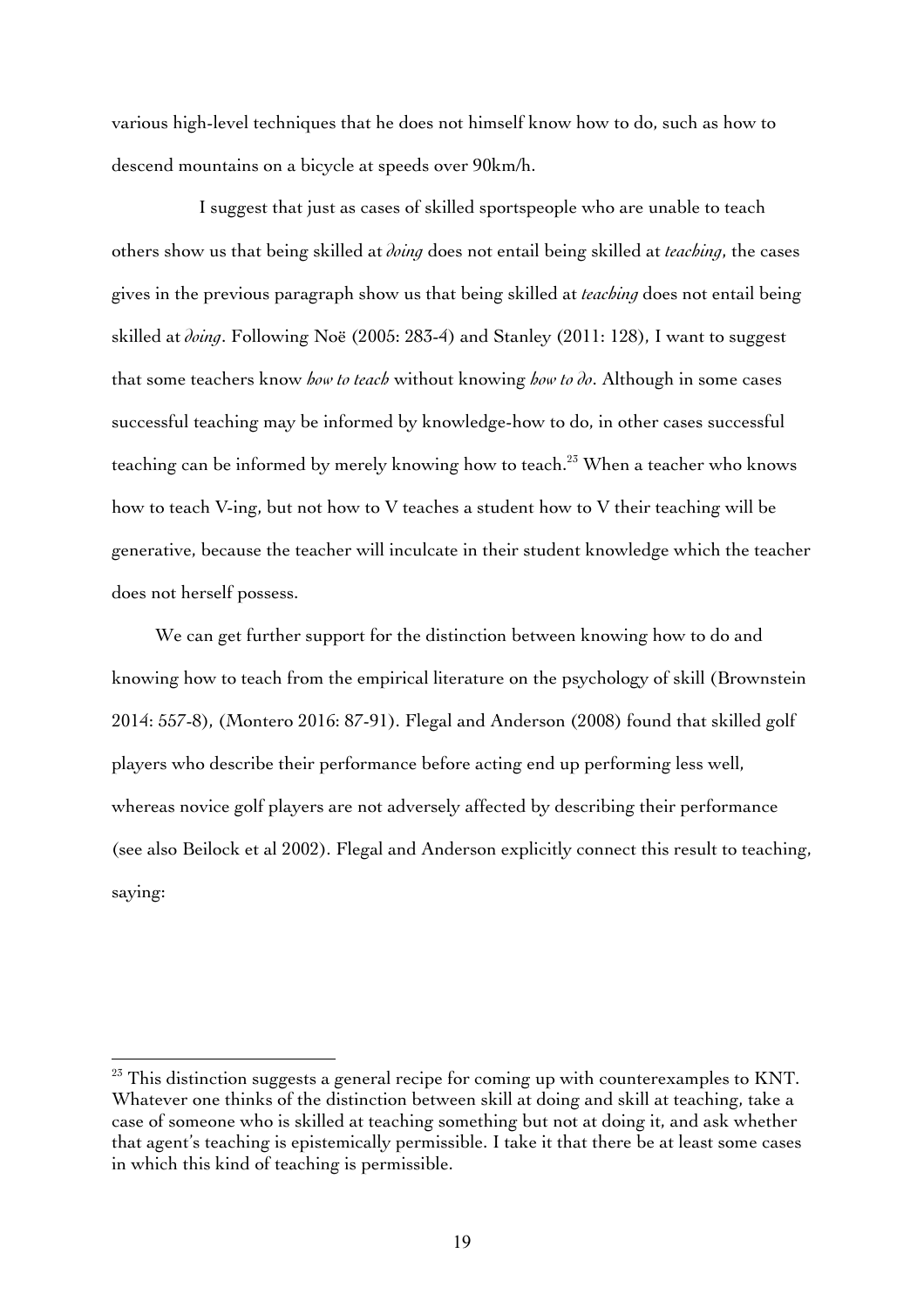various high-level techniques that he does not himself know how to do, such as how to descend mountains on a bicycle at speeds over 90km/h.

I suggest that just as cases of skilled sportspeople who are unable to teach others show us that being skilled at *doing* does not entail being skilled at *teaching*, the cases gives in the previous paragraph show us that being skilled at *teaching* does not entail being skilled at *doing*. Following Noë (2005: 283-4) and Stanley (2011: 128), I want to suggest that some teachers know *how to teach* without knowing *how to do*. Although in some cases successful teaching may be informed by knowledge-how to do, in other cases successful teaching can be informed by merely knowing how to teach.[23] When a teacher who knows how to teach V-ing, but not how to V teaches a student how to V their teaching will be generative, because the teacher will inculcate in their student knowledge which the teacher does not herself possess.

We can get further support for the distinction between knowing how to do and knowing how to teach from the empirical literature on the psychology of skill (Brownstein 2014: 557-8), (Montero 2016: 87-91). Flegal and Anderson (2008) found that skilled golf players who describe their performance before acting end up performing less well, whereas novice golf players are not adversely affected by describing their performance (see also Beilock et al 2002). Flegal and Anderson explicitly connect this result to teaching, saying:

---

[23] This distinction suggests a general recipe for coming up with counterexamples to KNT. Whatever one thinks of the distinction between skill at doing and skill at teaching, take a case of someone who is skilled at teaching something but not at doing it, and ask whether that agent's teaching is epistemically permissible. I take it that there be at least some cases in which this kind of teaching is permissible.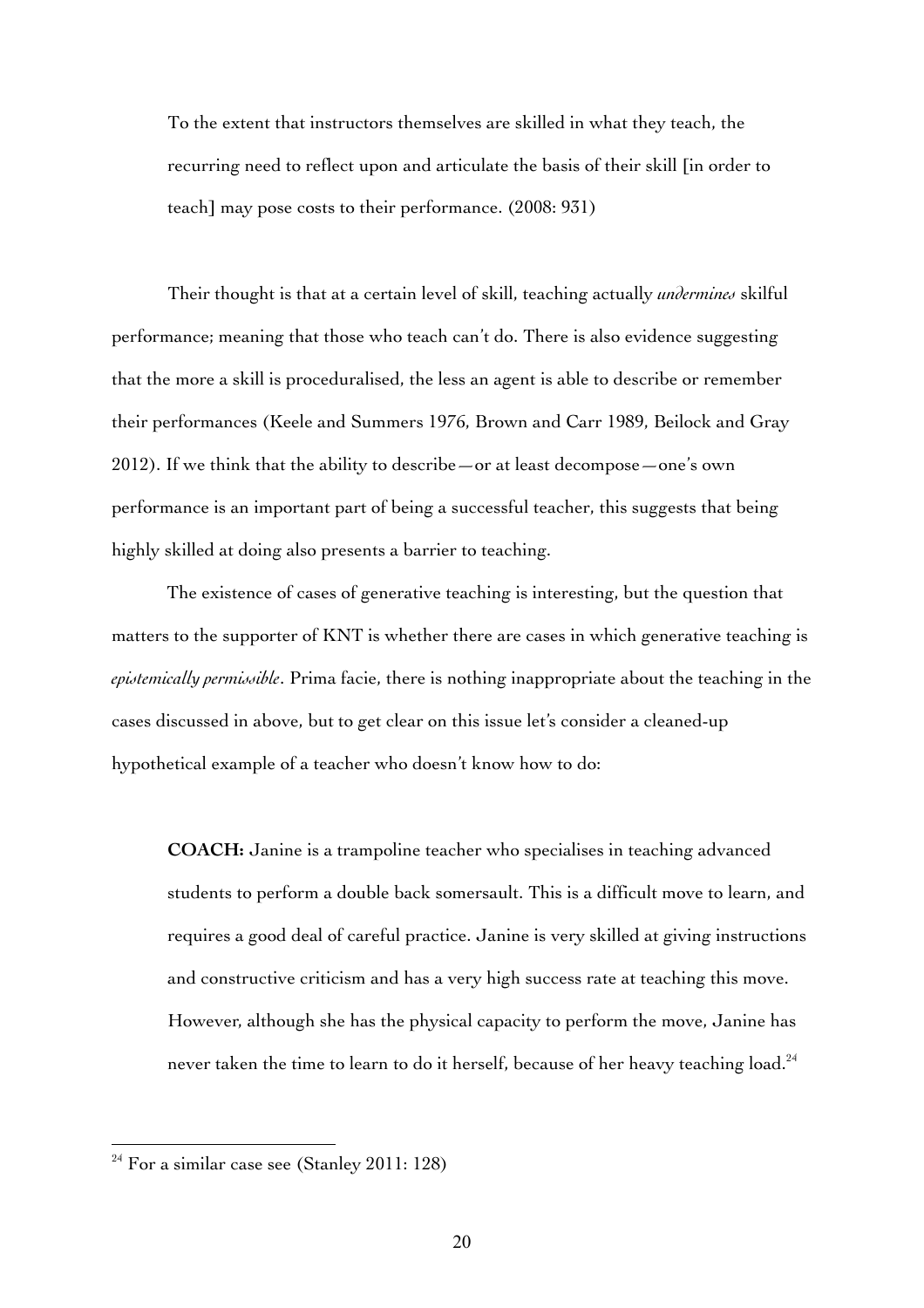> To the extent that instructors themselves are skilled in what they teach, the recurring need to reflect upon and articulate the basis of their skill [in order to teach] may pose costs to their performance. (2008: 931)

Their thought is that at a certain level of skill, teaching actually *undermines* skilful performance; meaning that those who teach can't do. There is also evidence suggesting that the more a skill is proceduralised, the less an agent is able to describe or remember their performances (Keele and Summers 1976, Brown and Carr 1989, Beilock and Gray 2012). If we think that the ability to describe—or at least decompose—one's own performance is an important part of being a successful teacher, this suggests that being highly skilled at doing also presents a barrier to teaching.

The existence of cases of generative teaching is interesting, but the question that matters to the supporter of KNT is whether there are cases in which generative teaching is *epistemically permissible*. Prima facie, there is nothing inappropriate about the teaching in the cases discussed in above, but to get clear on this issue let's consider a cleaned-up hypothetical example of a teacher who doesn't know how to do:

> **COACH:** Janine is a trampoline teacher who specialises in teaching advanced students to perform a double back somersault. This is a difficult move to learn, and requires a good deal of careful practice. Janine is very skilled at giving instructions and constructive criticism and has a very high success rate at teaching this move. However, although she has the physical capacity to perform the move, Janine has never taken the time to learn to do it herself, because of her heavy teaching load.[24]

[24] For a similar case see (Stanley 2011: 128)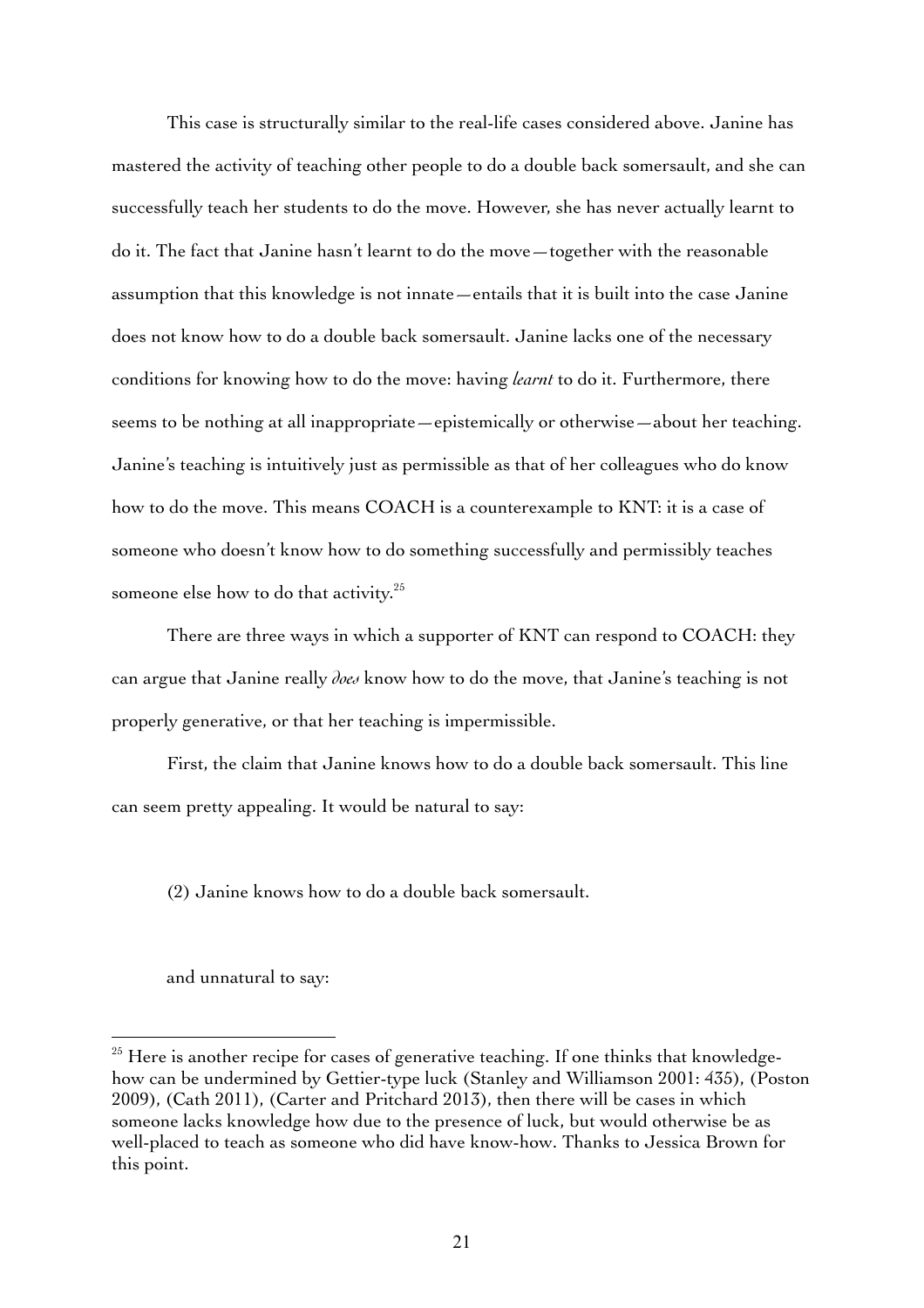This case is structurally similar to the real-life cases considered above. Janine has mastered the activity of teaching other people to do a double back somersault, and she can successfully teach her students to do the move. However, she has never actually learnt to do it. The fact that Janine hasn't learnt to do the move—together with the reasonable assumption that this knowledge is not innate—entails that it is built into the case Janine does not know how to do a double back somersault. Janine lacks one of the necessary conditions for knowing how to do the move: having *learnt* to do it. Furthermore, there seems to be nothing at all inappropriate—epistemically or otherwise—about her teaching. Janine's teaching is intuitively just as permissible as that of her colleagues who do know how to do the move. This means COACH is a counterexample to KNT: it is a case of someone who doesn't know how to do something successfully and permissibly teaches someone else how to do that activity.[25]

There are three ways in which a supporter of KNT can respond to COACH: they can argue that Janine really *does* know how to do the move, that Janine's teaching is not properly generative, or that her teaching is impermissible.

First, the claim that Janine knows how to do a double back somersault. This line can seem pretty appealing. It would be natural to say:

(2) Janine knows how to do a double back somersault.

and unnatural to say:

---

[25] Here is another recipe for cases of generative teaching. If one thinks that knowledge-how can be undermined by Gettier-type luck (Stanley and Williamson 2001: 435), (Poston 2009), (Cath 2011), (Carter and Pritchard 2013), then there will be cases in which someone lacks knowledge how due to the presence of luck, but would otherwise be as well-placed to teach as someone who did have know-how. Thanks to Jessica Brown for this point.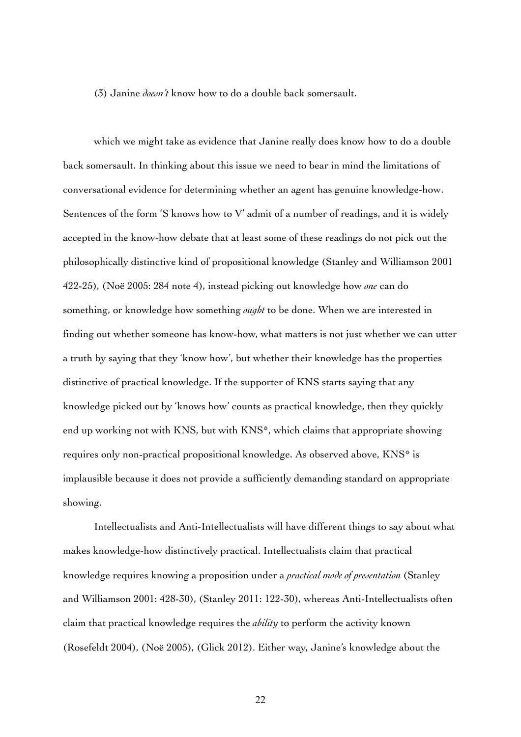(3) Janine *doesn't* know how to do a double back somersault.

which we might take as evidence that Janine really does know how to do a double back somersault. In thinking about this issue we need to bear in mind the limitations of conversational evidence for determining whether an agent has genuine knowledge-how. Sentences of the form 'S knows how to V' admit of a number of readings, and it is widely accepted in the know-how debate that at least some of these readings do not pick out the philosophically distinctive kind of propositional knowledge (Stanley and Williamson 2001 422-25), (Noë 2005: 284 note 4), instead picking out knowledge how *one* can do something, or knowledge how something *ought* to be done. When we are interested in finding out whether someone has know-how, what matters is not just whether we can utter a truth by saying that they 'know how', but whether their knowledge has the properties distinctive of practical knowledge. If the supporter of KNS starts saying that any knowledge picked out by 'knows how' counts as practical knowledge, then they quickly end up working not with KNS, but with KNS*, which claims that appropriate showing requires only non-practical propositional knowledge. As observed above, KNS* is implausible because it does not provide a sufficiently demanding standard on appropriate showing.

Intellectualists and Anti-Intellectualists will have different things to say about what makes knowledge-how distinctively practical. Intellectualists claim that practical knowledge requires knowing a proposition under a *practical mode of presentation* (Stanley and Williamson 2001: 428-30), (Stanley 2011: 122-30), whereas Anti-Intellectualists often claim that practical knowledge requires the *ability* to perform the activity known (Rosefeldt 2004), (Noë 2005), (Glick 2012). Either way, Janine's knowledge about the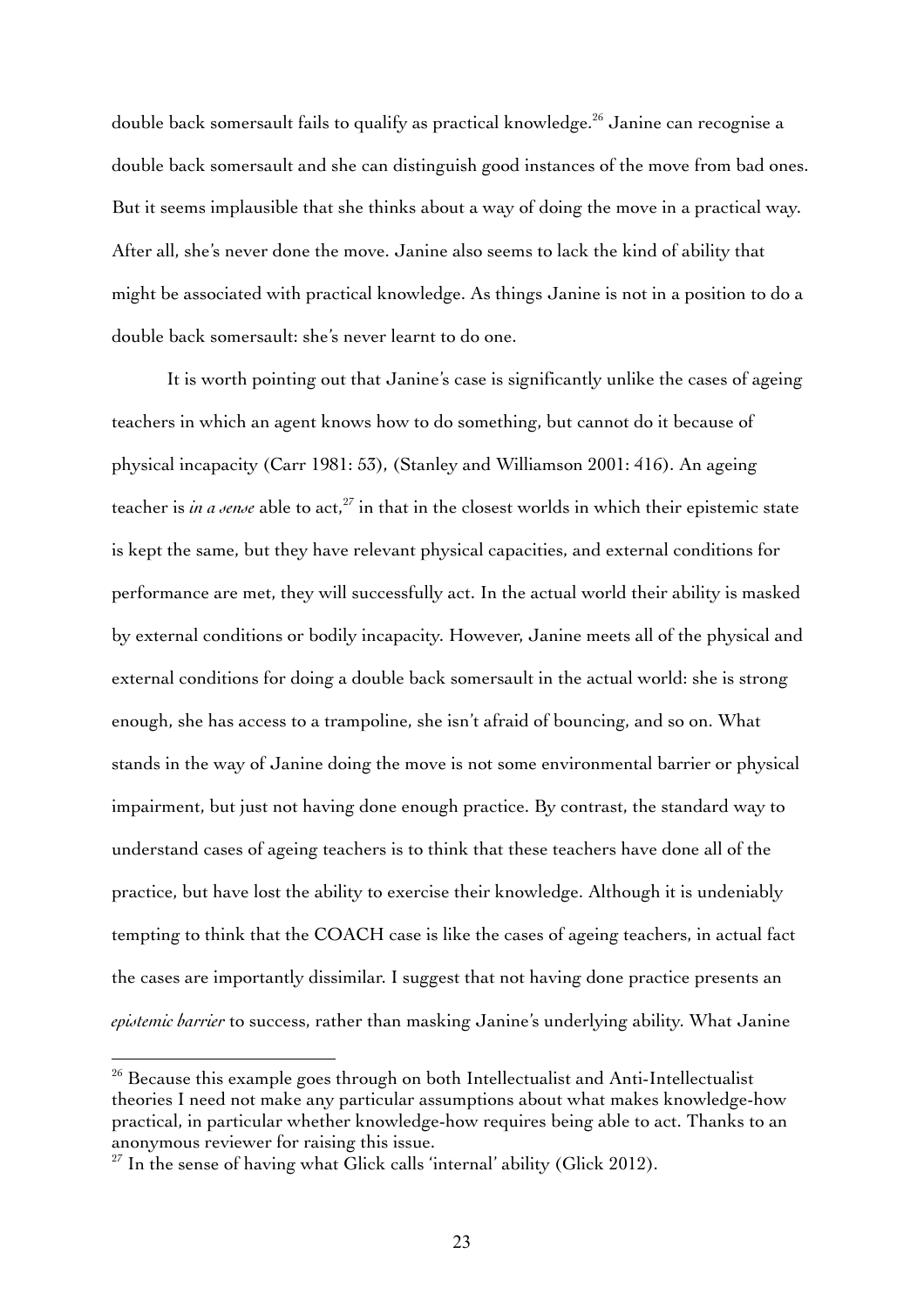double back somersault fails to qualify as practical knowledge.[26] Janine can recognise a double back somersault and she can distinguish good instances of the move from bad ones. But it seems implausible that she thinks about a way of doing the move in a practical way. After all, she's never done the move. Janine also seems to lack the kind of ability that might be associated with practical knowledge. As things Janine is not in a position to do a double back somersault: she's never learnt to do one.

It is worth pointing out that Janine's case is significantly unlike the cases of ageing teachers in which an agent knows how to do something, but cannot do it because of physical incapacity (Carr 1981: 53), (Stanley and Williamson 2001: 416). An ageing teacher is *in a sense* able to act,[27] in that in the closest worlds in which their epistemic state is kept the same, but they have relevant physical capacities, and external conditions for performance are met, they will successfully act. In the actual world their ability is masked by external conditions or bodily incapacity. However, Janine meets all of the physical and external conditions for doing a double back somersault in the actual world: she is strong enough, she has access to a trampoline, she isn't afraid of bouncing, and so on. What stands in the way of Janine doing the move is not some environmental barrier or physical impairment, but just not having done enough practice. By contrast, the standard way to understand cases of ageing teachers is to think that these teachers have done all of the practice, but have lost the ability to exercise their knowledge. Although it is undeniably tempting to think that the COACH case is like the cases of ageing teachers, in actual fact the cases are importantly dissimilar. I suggest that not having done practice presents an *epistemic barrier* to success, rather than masking Janine's underlying ability. What Janine

---

[26] Because this example goes through on both Intellectualist and Anti-Intellectualist theories I need not make any particular assumptions about what makes knowledge-how practical, in particular whether knowledge-how requires being able to act. Thanks to an anonymous reviewer for raising this issue.

[27] In the sense of having what Glick calls 'internal' ability (Glick 2012).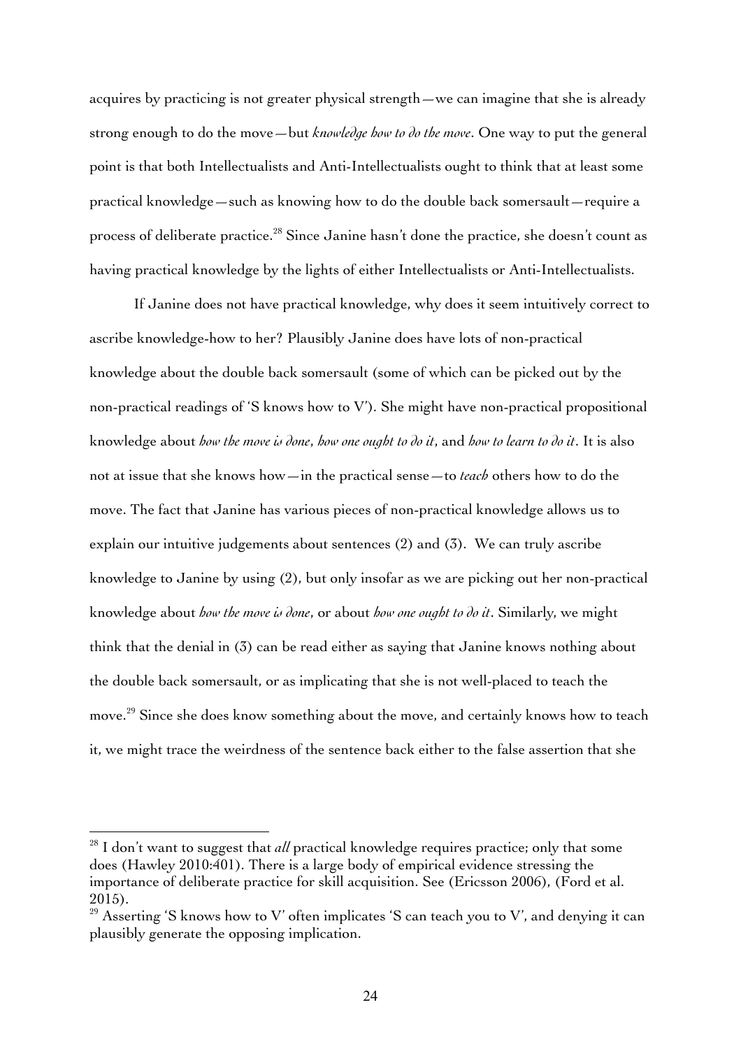acquires by practicing is not greater physical strength—we can imagine that she is already strong enough to do the move—but *knowledge how to do the move*. One way to put the general point is that both Intellectualists and Anti-Intellectualists ought to think that at least some practical knowledge—such as knowing how to do the double back somersault—require a process of deliberate practice.[28] Since Janine hasn't done the practice, she doesn't count as having practical knowledge by the lights of either Intellectualists or Anti-Intellectualists.

If Janine does not have practical knowledge, why does it seem intuitively correct to ascribe knowledge-how to her? Plausibly Janine does have lots of non-practical knowledge about the double back somersault (some of which can be picked out by the non-practical readings of 'S knows how to V'). She might have non-practical propositional knowledge about *how the move is done*, *how one ought to do it*, and *how to learn to do it*. It is also not at issue that she knows how—in the practical sense—to *teach* others how to do the move. The fact that Janine has various pieces of non-practical knowledge allows us to explain our intuitive judgements about sentences (2) and (3). We can truly ascribe knowledge to Janine by using (2), but only insofar as we are picking out her non-practical knowledge about *how the move is done*, or about *how one ought to do it*. Similarly, we might think that the denial in (3) can be read either as saying that Janine knows nothing about the double back somersault, or as implicating that she is not well-placed to teach the move.[29] Since she does know something about the move, and certainly knows how to teach it, we might trace the weirdness of the sentence back either to the false assertion that she

---

[28] I don't want to suggest that *all* practical knowledge requires practice; only that some does (Hawley 2010:401). There is a large body of empirical evidence stressing the importance of deliberate practice for skill acquisition. See (Ericsson 2006), (Ford et al. 2015).

[29] Asserting 'S knows how to V' often implicates 'S can teach you to V', and denying it can plausibly generate the opposing implication.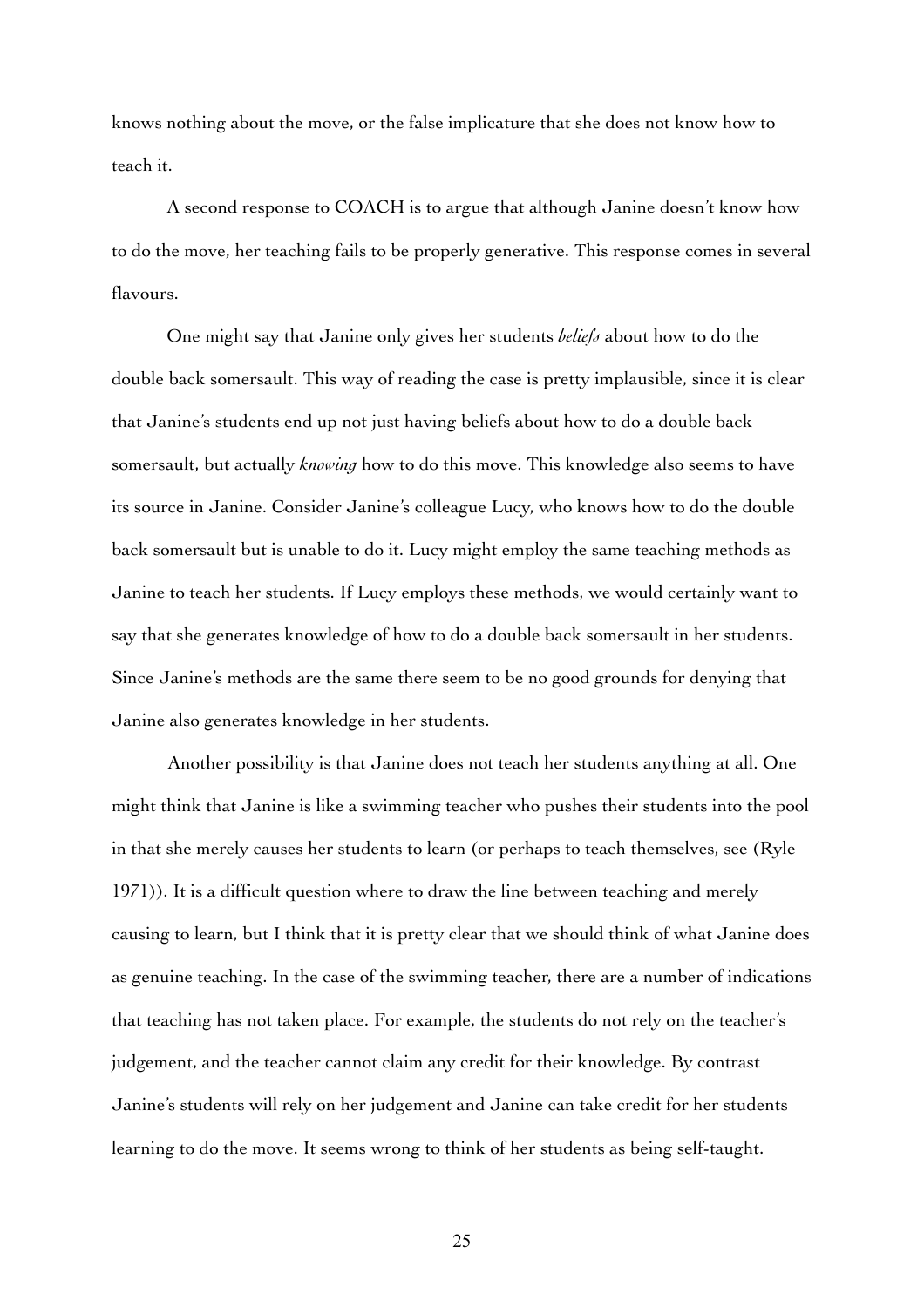knows nothing about the move, or the false implicature that she does not know how to teach it.

A second response to COACH is to argue that although Janine doesn't know how to do the move, her teaching fails to be properly generative. This response comes in several flavours.

One might say that Janine only gives her students *beliefs* about how to do the double back somersault. This way of reading the case is pretty implausible, since it is clear that Janine's students end up not just having beliefs about how to do a double back somersault, but actually *knowing* how to do this move. This knowledge also seems to have its source in Janine. Consider Janine's colleague Lucy, who knows how to do the double back somersault but is unable to do it. Lucy might employ the same teaching methods as Janine to teach her students. If Lucy employs these methods, we would certainly want to say that she generates knowledge of how to do a double back somersault in her students. Since Janine's methods are the same there seem to be no good grounds for denying that Janine also generates knowledge in her students.

Another possibility is that Janine does not teach her students anything at all. One might think that Janine is like a swimming teacher who pushes their students into the pool in that she merely causes her students to learn (or perhaps to teach themselves, see (Ryle 1971)). It is a difficult question where to draw the line between teaching and merely causing to learn, but I think that it is pretty clear that we should think of what Janine does as genuine teaching. In the case of the swimming teacher, there are a number of indications that teaching has not taken place. For example, the students do not rely on the teacher's judgement, and the teacher cannot claim any credit for their knowledge. By contrast Janine's students will rely on her judgement and Janine can take credit for her students learning to do the move. It seems wrong to think of her students as being self-taught.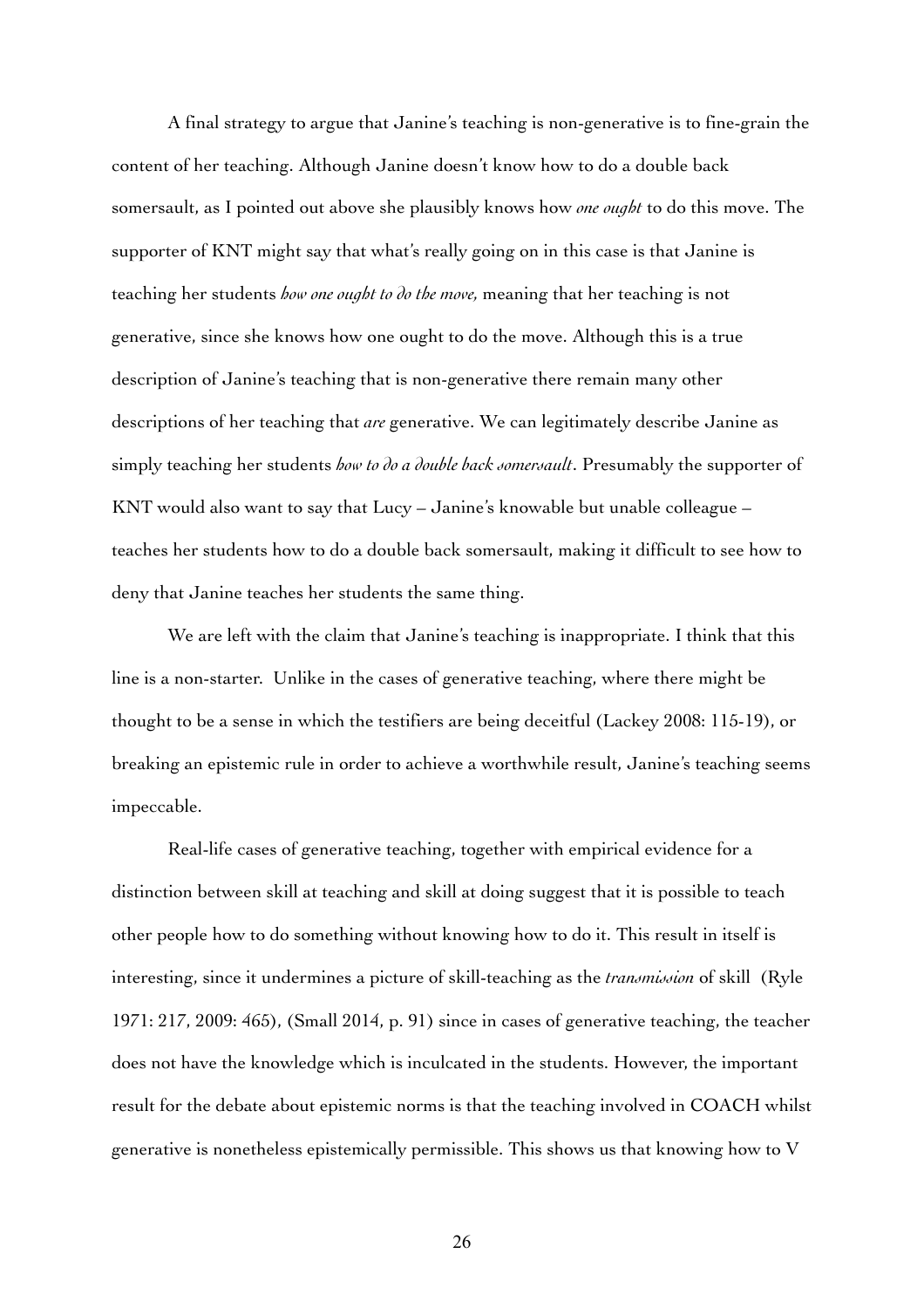A final strategy to argue that Janine's teaching is non-generative is to fine-grain the content of her teaching. Although Janine doesn't know how to do a double back somersault, as I pointed out above she plausibly knows how *one ought* to do this move. The supporter of KNT might say that what's really going on in this case is that Janine is teaching her students *how one ought to do the move,* meaning that her teaching is not generative, since she knows how one ought to do the move. Although this is a true description of Janine's teaching that is non-generative there remain many other descriptions of her teaching that *are* generative. We can legitimately describe Janine as simply teaching her students *how to do a double back somersault*. Presumably the supporter of KNT would also want to say that Lucy – Janine's knowable but unable colleague – teaches her students how to do a double back somersault, making it difficult to see how to deny that Janine teaches her students the same thing.

We are left with the claim that Janine's teaching is inappropriate. I think that this line is a non-starter. Unlike in the cases of generative teaching, where there might be thought to be a sense in which the testifiers are being deceitful (Lackey 2008: 115-19), or breaking an epistemic rule in order to achieve a worthwhile result, Janine's teaching seems impeccable.

Real-life cases of generative teaching, together with empirical evidence for a distinction between skill at teaching and skill at doing suggest that it is possible to teach other people how to do something without knowing how to do it. This result in itself is interesting, since it undermines a picture of skill-teaching as the *transmission* of skill (Ryle 1971: 217, 2009: 465), (Small 2014, p. 91) since in cases of generative teaching, the teacher does not have the knowledge which is inculcated in the students. However, the important result for the debate about epistemic norms is that the teaching involved in COACH whilst generative is nonetheless epistemically permissible. This shows us that knowing how to V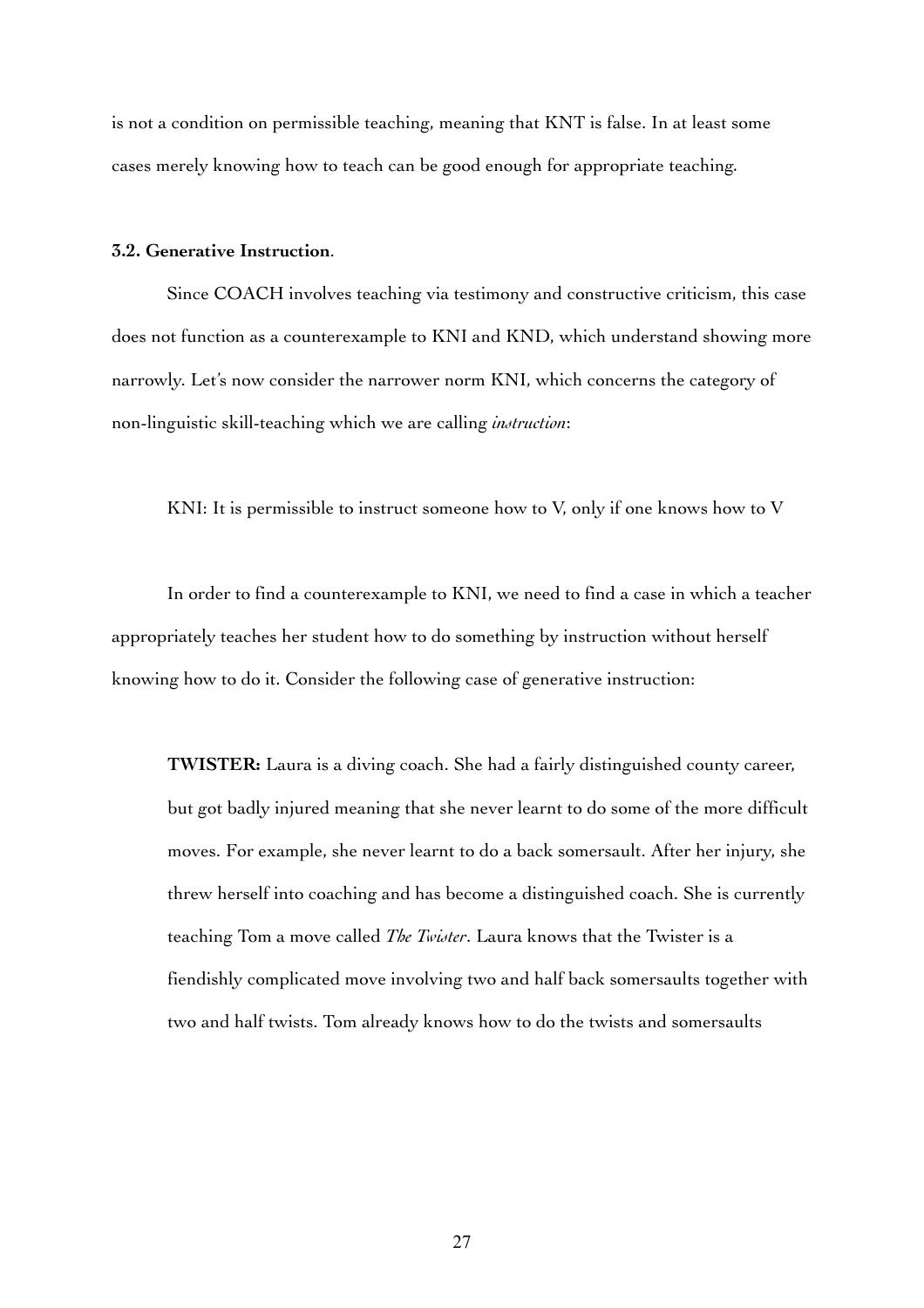is not a condition on permissible teaching, meaning that KNT is false. In at least some cases merely knowing how to teach can be good enough for appropriate teaching.

### 3.2. Generative Instruction.

Since COACH involves teaching via testimony and constructive criticism, this case does not function as a counterexample to KNI and KND, which understand showing more narrowly. Let's now consider the narrower norm KNI, which concerns the category of non-linguistic skill-teaching which we are calling *instruction*:

KNI: It is permissible to instruct someone how to V, only if one knows how to V

In order to find a counterexample to KNI, we need to find a case in which a teacher appropriately teaches her student how to do something by instruction without herself knowing how to do it. Consider the following case of generative instruction:

> **TWISTER:** Laura is a diving coach. She had a fairly distinguished county career, but got badly injured meaning that she never learnt to do some of the more difficult moves. For example, she never learnt to do a back somersault. After her injury, she threw herself into coaching and has become a distinguished coach. She is currently teaching Tom a move called *The Twister*. Laura knows that the Twister is a fiendishly complicated move involving two and half back somersaults together with two and half twists. Tom already knows how to do the twists and somersaults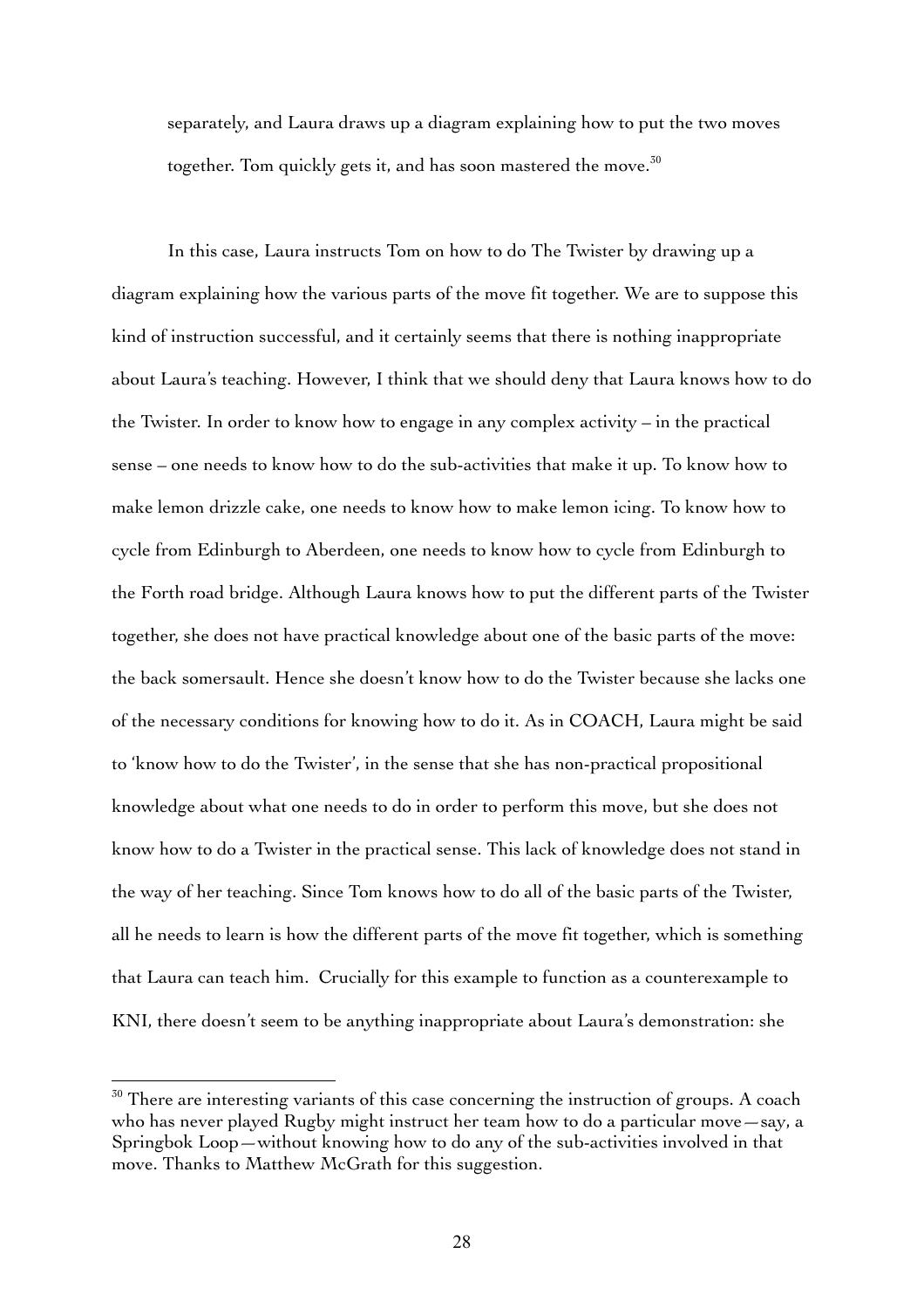separately, and Laura draws up a diagram explaining how to put the two moves together. Tom quickly gets it, and has soon mastered the move.[30]

In this case, Laura instructs Tom on how to do The Twister by drawing up a diagram explaining how the various parts of the move fit together. We are to suppose this kind of instruction successful, and it certainly seems that there is nothing inappropriate about Laura's teaching. However, I think that we should deny that Laura knows how to do the Twister. In order to know how to engage in any complex activity – in the practical sense – one needs to know how to do the sub-activities that make it up. To know how to make lemon drizzle cake, one needs to know how to make lemon icing. To know how to cycle from Edinburgh to Aberdeen, one needs to know how to cycle from Edinburgh to the Forth road bridge. Although Laura knows how to put the different parts of the Twister together, she does not have practical knowledge about one of the basic parts of the move: the back somersault. Hence she doesn't know how to do the Twister because she lacks one of the necessary conditions for knowing how to do it. As in COACH, Laura might be said to 'know how to do the Twister', in the sense that she has non-practical propositional knowledge about what one needs to do in order to perform this move, but she does not know how to do a Twister in the practical sense. This lack of knowledge does not stand in the way of her teaching. Since Tom knows how to do all of the basic parts of the Twister, all he needs to learn is how the different parts of the move fit together, which is something that Laura can teach him. Crucially for this example to function as a counterexample to KNI, there doesn't seem to be anything inappropriate about Laura's demonstration: she

[30] There are interesting variants of this case concerning the instruction of groups. A coach who has never played Rugby might instruct her team how to do a particular move—say, a Springbok Loop—without knowing how to do any of the sub-activities involved in that move. Thanks to Matthew McGrath for this suggestion.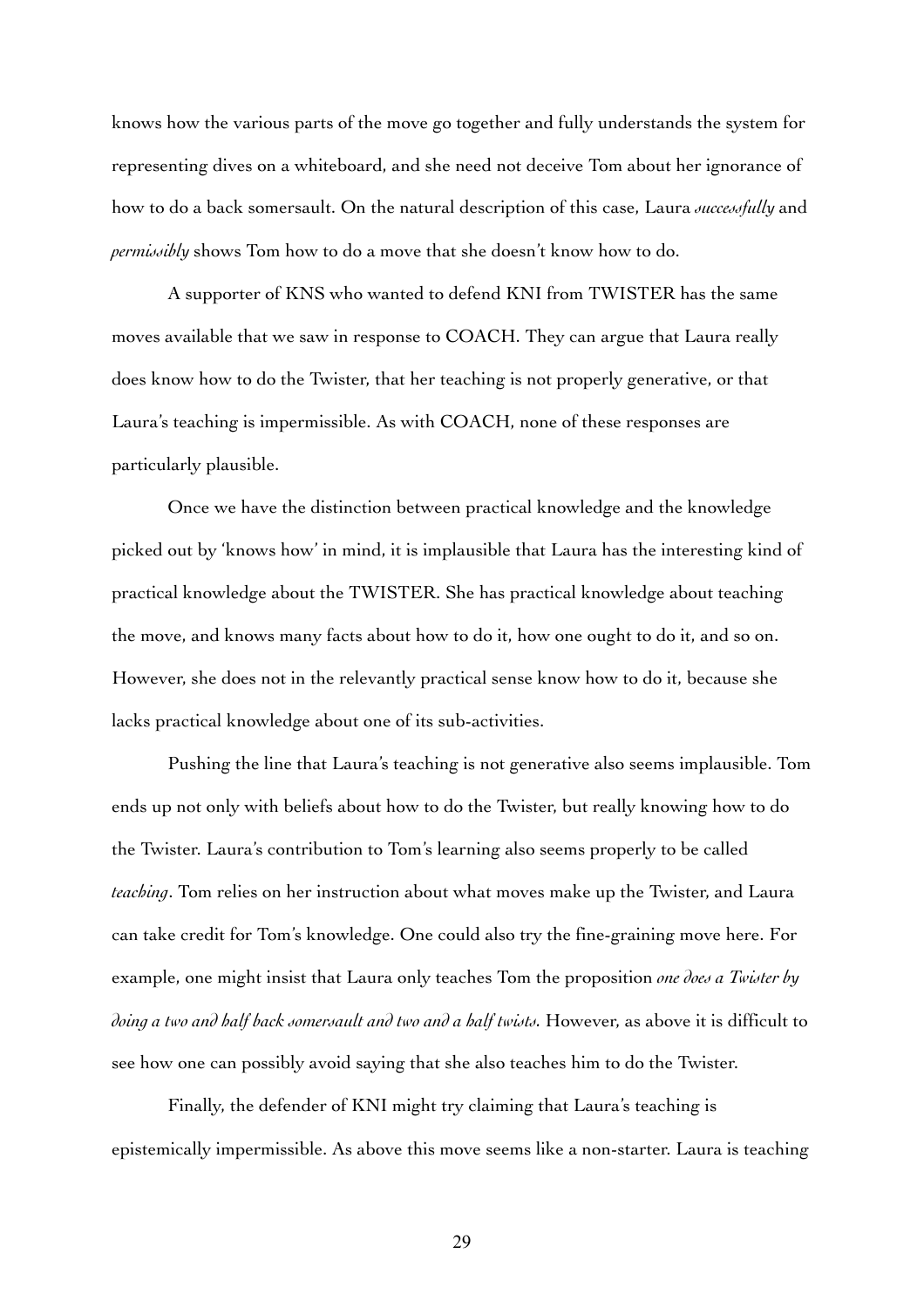knows how the various parts of the move go together and fully understands the system for representing dives on a whiteboard, and she need not deceive Tom about her ignorance of how to do a back somersault. On the natural description of this case, Laura *successfully* and *permissibly* shows Tom how to do a move that she doesn't know how to do.

A supporter of KNS who wanted to defend KNI from TWISTER has the same moves available that we saw in response to COACH. They can argue that Laura really does know how to do the Twister, that her teaching is not properly generative, or that Laura's teaching is impermissible. As with COACH, none of these responses are particularly plausible.

Once we have the distinction between practical knowledge and the knowledge picked out by 'knows how' in mind, it is implausible that Laura has the interesting kind of practical knowledge about the TWISTER. She has practical knowledge about teaching the move, and knows many facts about how to do it, how one ought to do it, and so on. However, she does not in the relevantly practical sense know how to do it, because she lacks practical knowledge about one of its sub-activities.

Pushing the line that Laura's teaching is not generative also seems implausible. Tom ends up not only with beliefs about how to do the Twister, but really knowing how to do the Twister. Laura's contribution to Tom's learning also seems properly to be called *teaching*. Tom relies on her instruction about what moves make up the Twister, and Laura can take credit for Tom's knowledge. One could also try the fine-graining move here. For example, one might insist that Laura only teaches Tom the proposition *one does a Twister by doing a two and half back somersault and two and a half twists*. However, as above it is difficult to see how one can possibly avoid saying that she also teaches him to do the Twister.

Finally, the defender of KNI might try claiming that Laura's teaching is epistemically impermissible. As above this move seems like a non-starter. Laura is teaching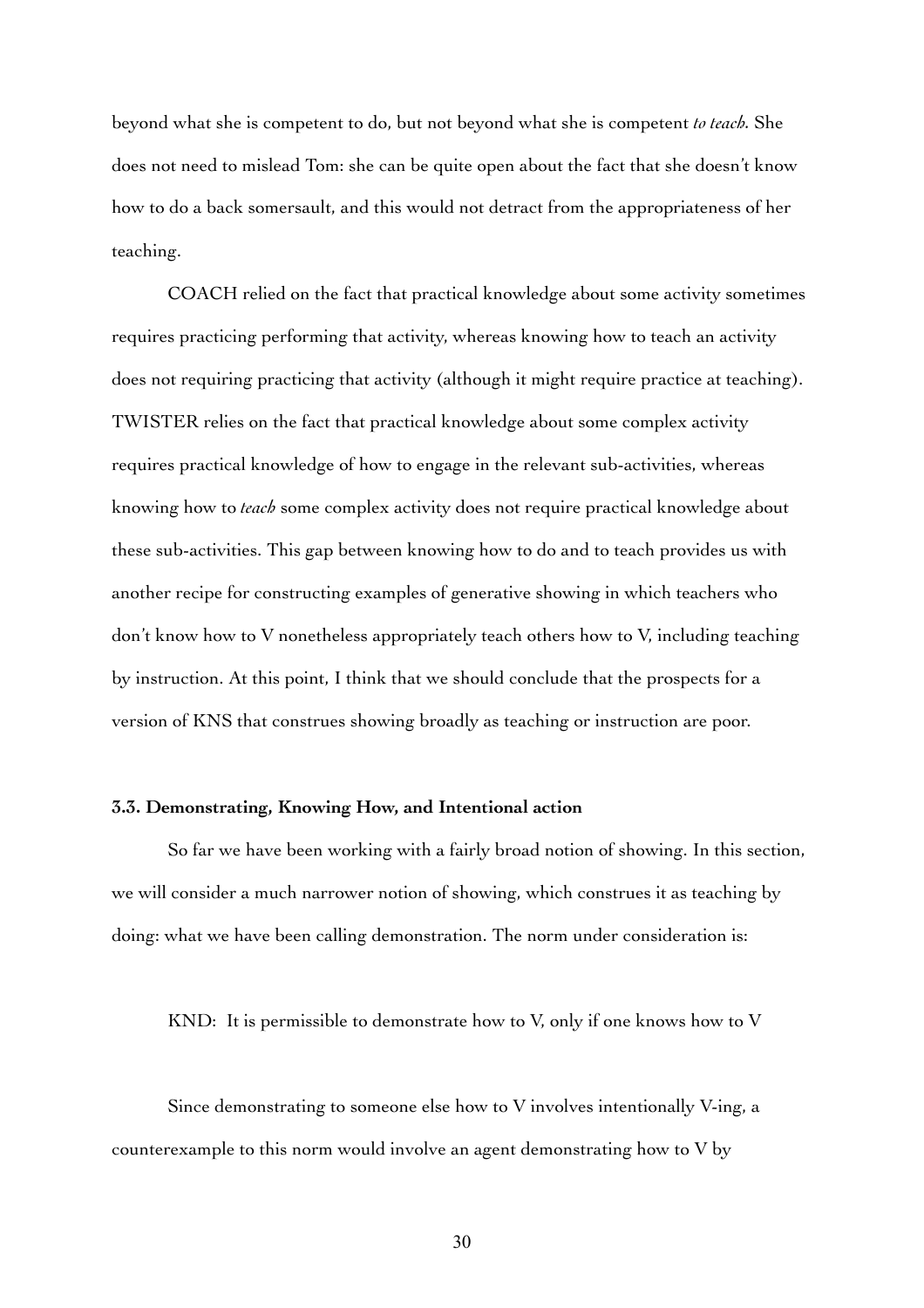beyond what she is competent to do, but not beyond what she is competent *to teach*. She does not need to mislead Tom: she can be quite open about the fact that she doesn't know how to do a back somersault, and this would not detract from the appropriateness of her teaching.

COACH relied on the fact that practical knowledge about some activity sometimes requires practicing performing that activity, whereas knowing how to teach an activity does not requiring practicing that activity (although it might require practice at teaching). TWISTER relies on the fact that practical knowledge about some complex activity requires practical knowledge of how to engage in the relevant sub-activities, whereas knowing how to *teach* some complex activity does not require practical knowledge about these sub-activities. This gap between knowing how to do and to teach provides us with another recipe for constructing examples of generative showing in which teachers who don't know how to V nonetheless appropriately teach others how to V, including teaching by instruction. At this point, I think that we should conclude that the prospects for a version of KNS that construes showing broadly as teaching or instruction are poor.

### 3.3. Demonstrating, Knowing How, and Intentional action

So far we have been working with a fairly broad notion of showing. In this section, we will consider a much narrower notion of showing, which construes it as teaching by doing: what we have been calling demonstration. The norm under consideration is:

KND: It is permissible to demonstrate how to V, only if one knows how to V

Since demonstrating to someone else how to V involves intentionally V-ing, a counterexample to this norm would involve an agent demonstrating how to V by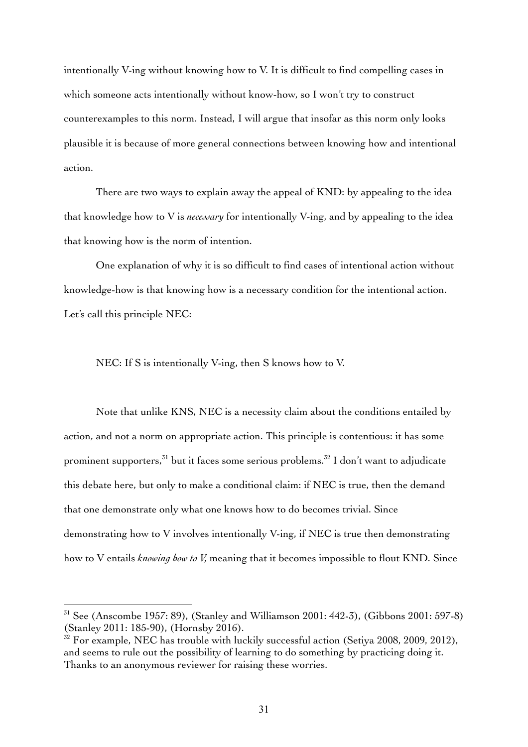intentionally V-ing without knowing how to V. It is difficult to find compelling cases in which someone acts intentionally without know-how, so I won't try to construct counterexamples to this norm. Instead, I will argue that insofar as this norm only looks plausible it is because of more general connections between knowing how and intentional action.

There are two ways to explain away the appeal of KND: by appealing to the idea that knowledge how to V is *necessary* for intentionally V-ing, and by appealing to the idea that knowing how is the norm of intention.

One explanation of why it is so difficult to find cases of intentional action without knowledge-how is that knowing how is a necessary condition for the intentional action. Let's call this principle NEC:

NEC: If S is intentionally V-ing, then S knows how to V.

Note that unlike KNS, NEC is a necessity claim about the conditions entailed by action, and not a norm on appropriate action. This principle is contentious: it has some prominent supporters,[31] but it faces some serious problems.[32] I don't want to adjudicate this debate here, but only to make a conditional claim: if NEC is true, then the demand that one demonstrate only what one knows how to do becomes trivial. Since demonstrating how to V involves intentionally V-ing, if NEC is true then demonstrating how to V entails *knowing how to V,* meaning that it becomes impossible to flout KND. Since

---

[31] See (Anscombe 1957: 89), (Stanley and Williamson 2001: 442-3), (Gibbons 2001: 597-8) (Stanley 2011: 185-90), (Hornsby 2016).

[32] For example, NEC has trouble with luckily successful action (Setiya 2008, 2009, 2012), and seems to rule out the possibility of learning to do something by practicing doing it. Thanks to an anonymous reviewer for raising these worries.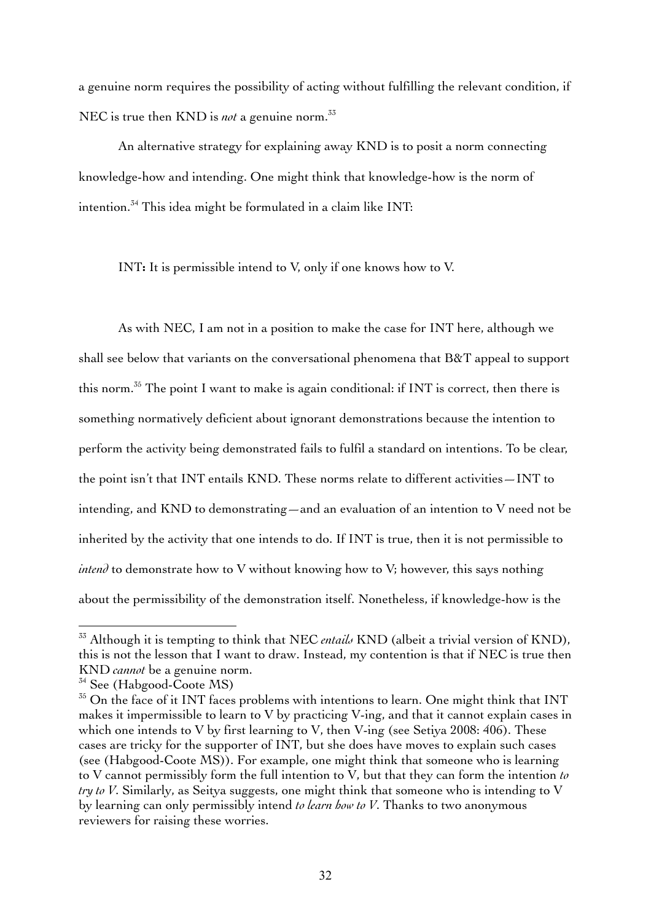a genuine norm requires the possibility of acting without fulfilling the relevant condition, if NEC is true then KND is *not* a genuine norm.[33]

An alternative strategy for explaining away KND is to posit a norm connecting knowledge-how and intending. One might think that knowledge-how is the norm of intention.[34] This idea might be formulated in a claim like INT:

INT**:** It is permissible intend to V, only if one knows how to V.

As with NEC, I am not in a position to make the case for INT here, although we shall see below that variants on the conversational phenomena that B&T appeal to support this norm.[35] The point I want to make is again conditional: if INT is correct, then there is something normatively deficient about ignorant demonstrations because the intention to perform the activity being demonstrated fails to fulfil a standard on intentions. To be clear, the point isn't that INT entails KND. These norms relate to different activities—INT to intending, and KND to demonstrating—and an evaluation of an intention to V need not be inherited by the activity that one intends to do. If INT is true, then it is not permissible to *intend* to demonstrate how to V without knowing how to V; however, this says nothing about the permissibility of the demonstration itself. Nonetheless, if knowledge-how is the

---

[33] Although it is tempting to think that NEC *entails* KND (albeit a trivial version of KND), this is not the lesson that I want to draw. Instead, my contention is that if NEC is true then KND *cannot* be a genuine norm.

[34] See (Habgood-Coote MS)

[35] On the face of it INT faces problems with intentions to learn. One might think that INT makes it impermissible to learn to V by practicing V-ing, and that it cannot explain cases in which one intends to V by first learning to V, then V-ing (see Setiya 2008: 406). These cases are tricky for the supporter of INT, but she does have moves to explain such cases (see (Habgood-Coote MS)). For example, one might think that someone who is learning to V cannot permissibly form the full intention to V, but that they can form the intention *to try to V*. Similarly, as Seitya suggests, one might think that someone who is intending to V by learning can only permissibly intend *to learn how to V*. Thanks to two anonymous reviewers for raising these worries.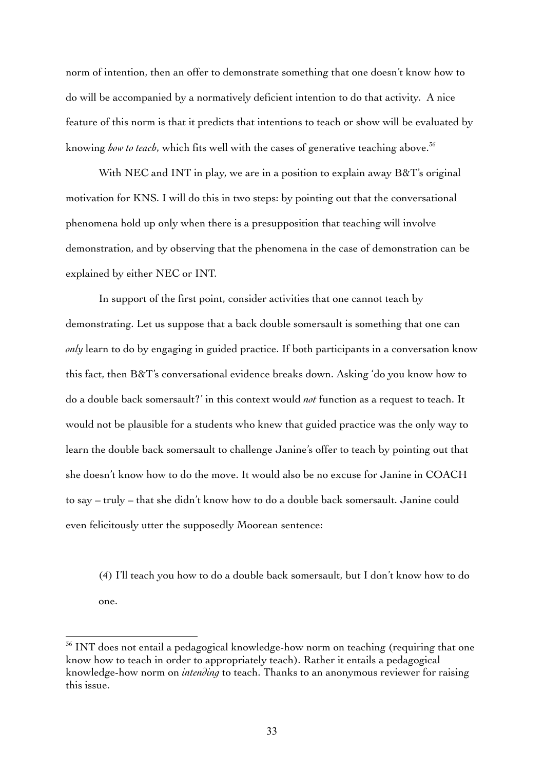norm of intention, then an offer to demonstrate something that one doesn't know how to do will be accompanied by a normatively deficient intention to do that activity. A nice feature of this norm is that it predicts that intentions to teach or show will be evaluated by knowing *how to teach*, which fits well with the cases of generative teaching above.[36]

With NEC and INT in play, we are in a position to explain away B&T's original motivation for KNS. I will do this in two steps: by pointing out that the conversational phenomena hold up only when there is a presupposition that teaching will involve demonstration, and by observing that the phenomena in the case of demonstration can be explained by either NEC or INT.

In support of the first point, consider activities that one cannot teach by demonstrating. Let us suppose that a back double somersault is something that one can *only* learn to do by engaging in guided practice. If both participants in a conversation know this fact, then B&T's conversational evidence breaks down. Asking 'do you know how to do a double back somersault?' in this context would *not* function as a request to teach. It would not be plausible for a students who knew that guided practice was the only way to learn the double back somersault to challenge Janine's offer to teach by pointing out that she doesn't know how to do the move. It would also be no excuse for Janine in COACH to say – truly – that she didn't know how to do a double back somersault. Janine could even felicitously utter the supposedly Moorean sentence:

> (4) I'll teach you how to do a double back somersault, but I don't know how to do one.

[36] INT does not entail a pedagogical knowledge-how norm on teaching (requiring that one know how to teach in order to appropriately teach). Rather it entails a pedagogical knowledge-how norm on *intending* to teach. Thanks to an anonymous reviewer for raising this issue.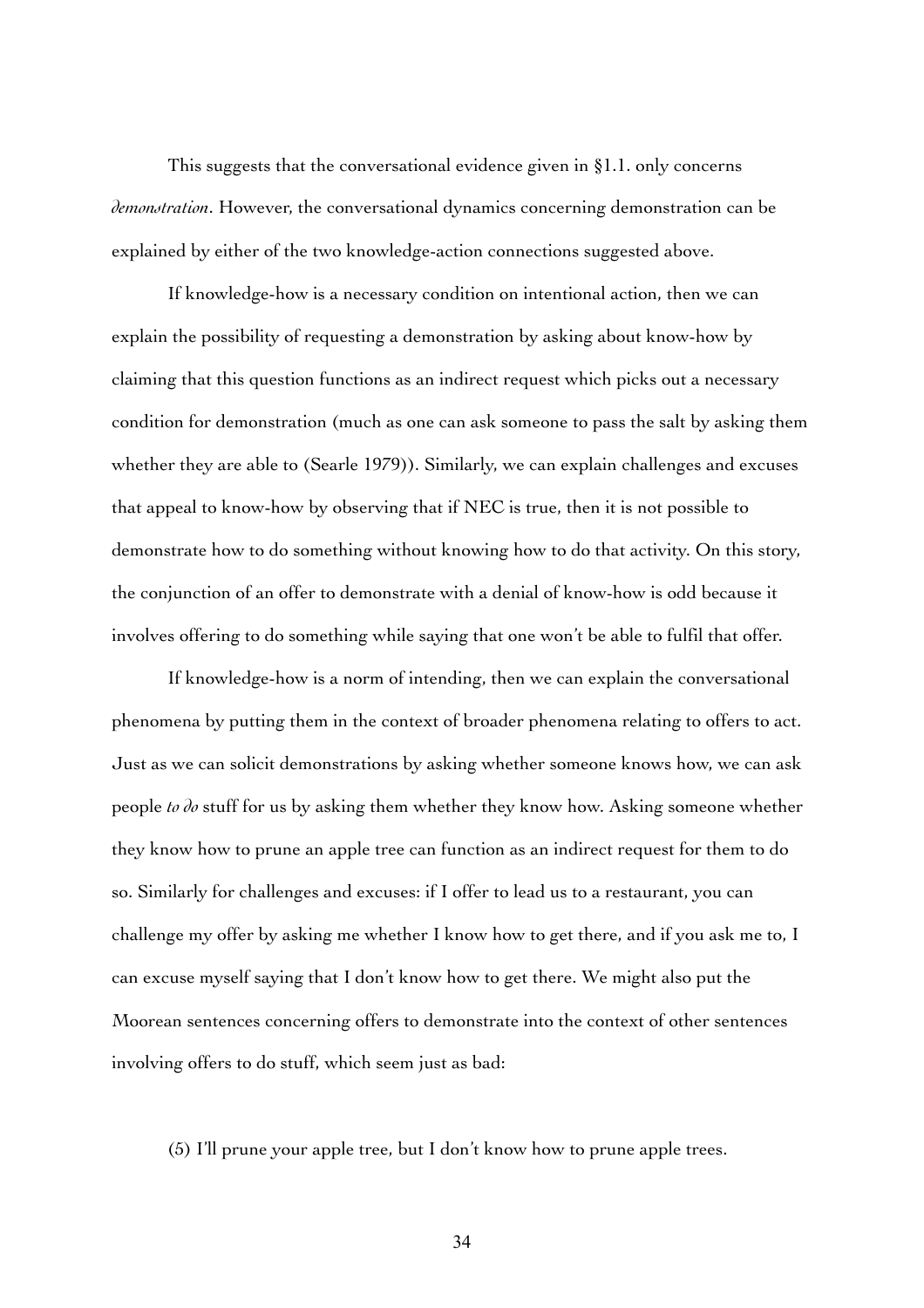This suggests that the conversational evidence given in §1.1. only concerns *demonstration*. However, the conversational dynamics concerning demonstration can be explained by either of the two knowledge-action connections suggested above.

If knowledge-how is a necessary condition on intentional action, then we can explain the possibility of requesting a demonstration by asking about know-how by claiming that this question functions as an indirect request which picks out a necessary condition for demonstration (much as one can ask someone to pass the salt by asking them whether they are able to (Searle 1979)). Similarly, we can explain challenges and excuses that appeal to know-how by observing that if NEC is true, then it is not possible to demonstrate how to do something without knowing how to do that activity. On this story, the conjunction of an offer to demonstrate with a denial of know-how is odd because it involves offering to do something while saying that one won't be able to fulfil that offer.

If knowledge-how is a norm of intending, then we can explain the conversational phenomena by putting them in the context of broader phenomena relating to offers to act. Just as we can solicit demonstrations by asking whether someone knows how, we can ask people *to do* stuff for us by asking them whether they know how. Asking someone whether they know how to prune an apple tree can function as an indirect request for them to do so. Similarly for challenges and excuses: if I offer to lead us to a restaurant, you can challenge my offer by asking me whether I know how to get there, and if you ask me to, I can excuse myself saying that I don't know how to get there. We might also put the Moorean sentences concerning offers to demonstrate into the context of other sentences involving offers to do stuff, which seem just as bad:

(5) I'll prune your apple tree, but I don't know how to prune apple trees.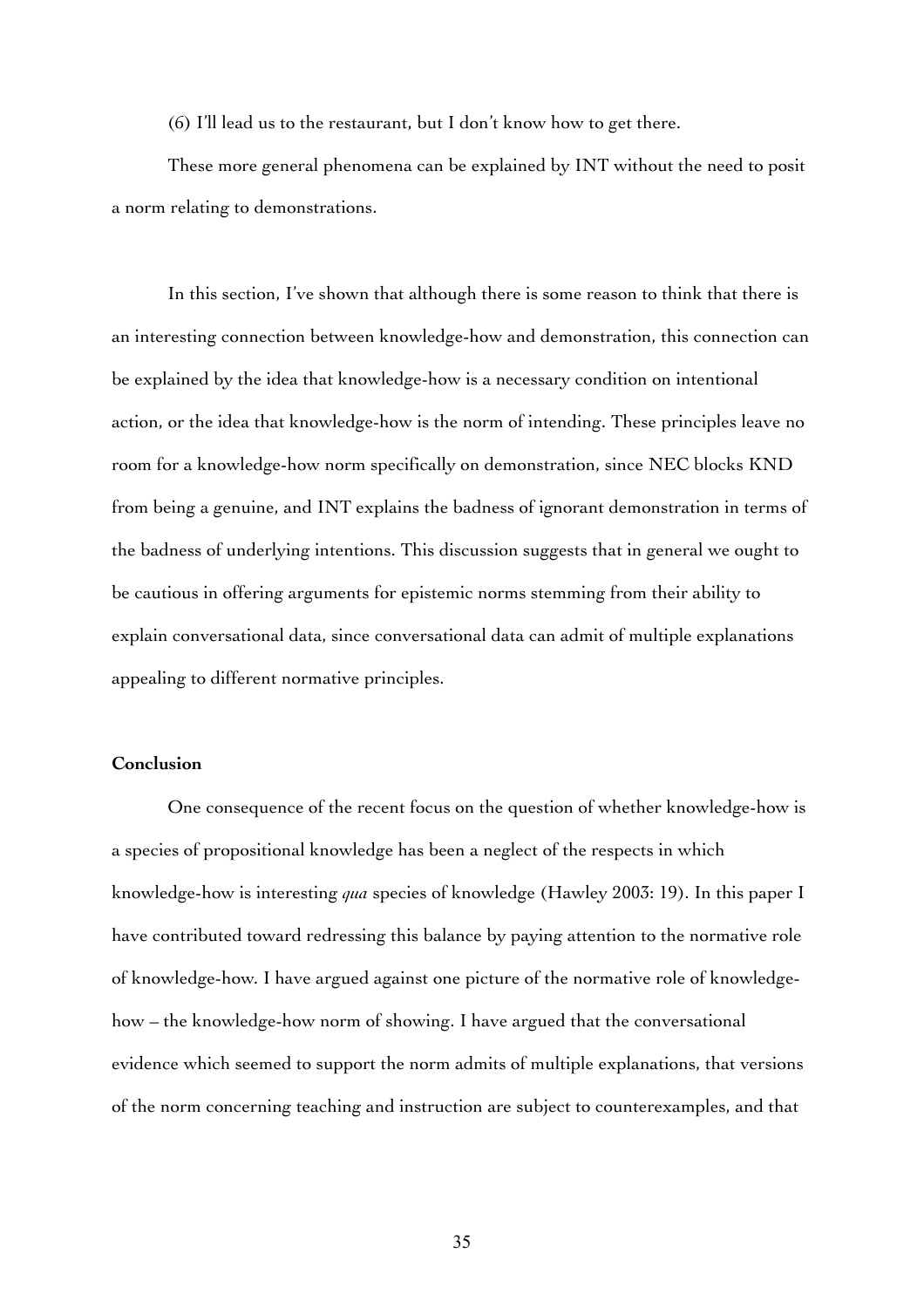(6) I'll lead us to the restaurant, but I don't know how to get there.

These more general phenomena can be explained by INT without the need to posit a norm relating to demonstrations.

In this section, I've shown that although there is some reason to think that there is an interesting connection between knowledge-how and demonstration, this connection can be explained by the idea that knowledge-how is a necessary condition on intentional action, or the idea that knowledge-how is the norm of intending. These principles leave no room for a knowledge-how norm specifically on demonstration, since NEC blocks KND from being a genuine, and INT explains the badness of ignorant demonstration in terms of the badness of underlying intentions. This discussion suggests that in general we ought to be cautious in offering arguments for epistemic norms stemming from their ability to explain conversational data, since conversational data can admit of multiple explanations appealing to different normative principles.

**Conclusion**

One consequence of the recent focus on the question of whether knowledge-how is a species of propositional knowledge has been a neglect of the respects in which knowledge-how is interesting *qua* species of knowledge (Hawley 2003: 19). In this paper I have contributed toward redressing this balance by paying attention to the normative role of knowledge-how. I have argued against one picture of the normative role of knowledge-how – the knowledge-how norm of showing. I have argued that the conversational evidence which seemed to support the norm admits of multiple explanations, that versions of the norm concerning teaching and instruction are subject to counterexamples, and that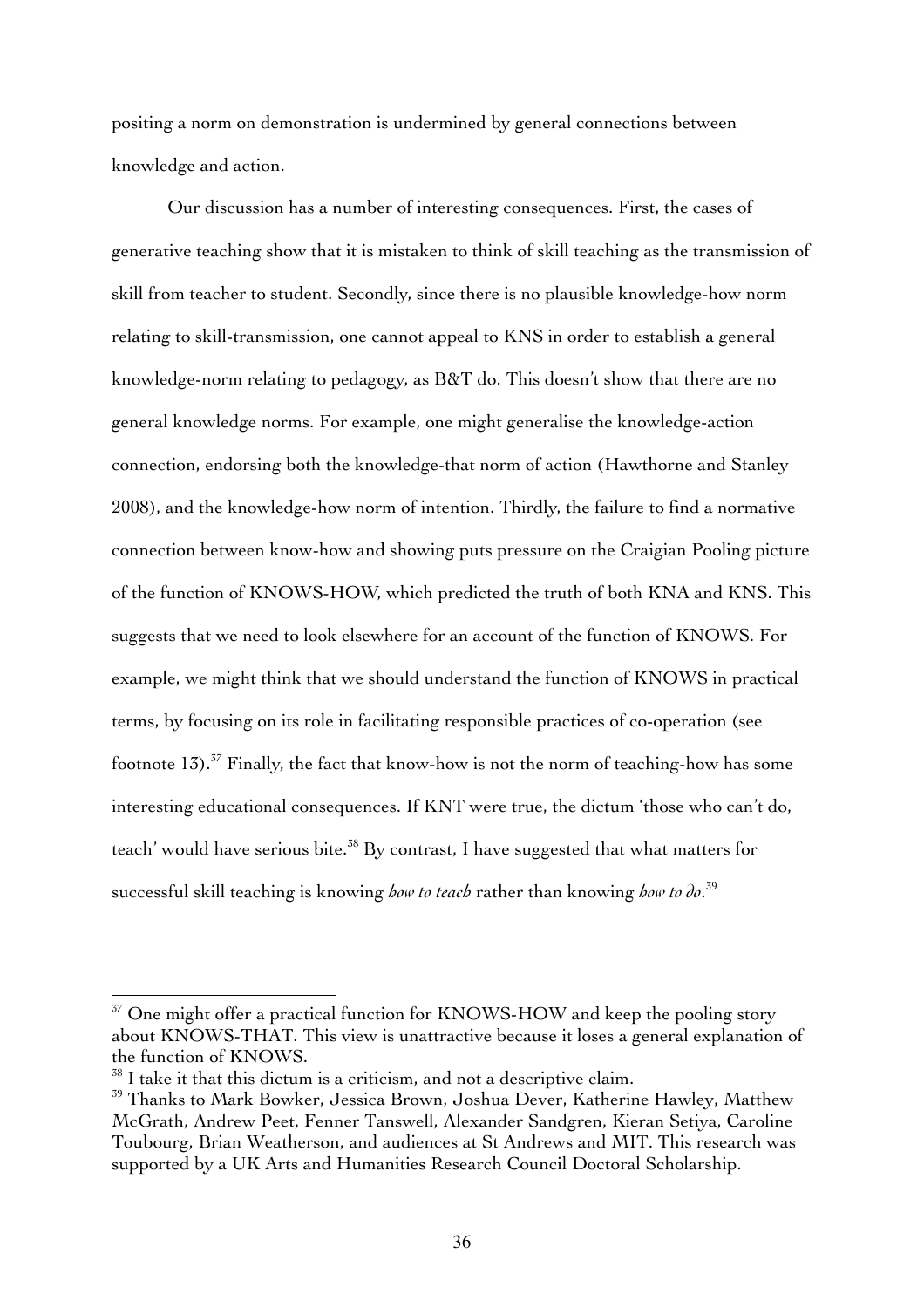positing a norm on demonstration is undermined by general connections between knowledge and action.

Our discussion has a number of interesting consequences. First, the cases of generative teaching show that it is mistaken to think of skill teaching as the transmission of skill from teacher to student. Secondly, since there is no plausible knowledge-how norm relating to skill-transmission, one cannot appeal to KNS in order to establish a general knowledge-norm relating to pedagogy, as B&T do. This doesn't show that there are no general knowledge norms. For example, one might generalise the knowledge-action connection, endorsing both the knowledge-that norm of action (Hawthorne and Stanley 2008), and the knowledge-how norm of intention. Thirdly, the failure to find a normative connection between know-how and showing puts pressure on the Craigian Pooling picture of the function of KNOWS-HOW, which predicted the truth of both KNA and KNS. This suggests that we need to look elsewhere for an account of the function of KNOWS. For example, we might think that we should understand the function of KNOWS in practical terms, by focusing on its role in facilitating responsible practices of co-operation (see footnote 13).[37] Finally, the fact that know-how is not the norm of teaching-how has some interesting educational consequences. If KNT were true, the dictum 'those who can't do, teach' would have serious bite.[38] By contrast, I have suggested that what matters for successful skill teaching is knowing *how to teach* rather than knowing *how to do*.[39]

---

[37] One might offer a practical function for KNOWS-HOW and keep the pooling story about KNOWS-THAT. This view is unattractive because it loses a general explanation of the function of KNOWS.

[38] I take it that this dictum is a criticism, and not a descriptive claim.

[39] Thanks to Mark Bowker, Jessica Brown, Joshua Dever, Katherine Hawley, Matthew McGrath, Andrew Peet, Fenner Tanswell, Alexander Sandgren, Kieran Setiya, Caroline Toubourg, Brian Weatherson, and audiences at St Andrews and MIT. This research was supported by a UK Arts and Humanities Research Council Doctoral Scholarship.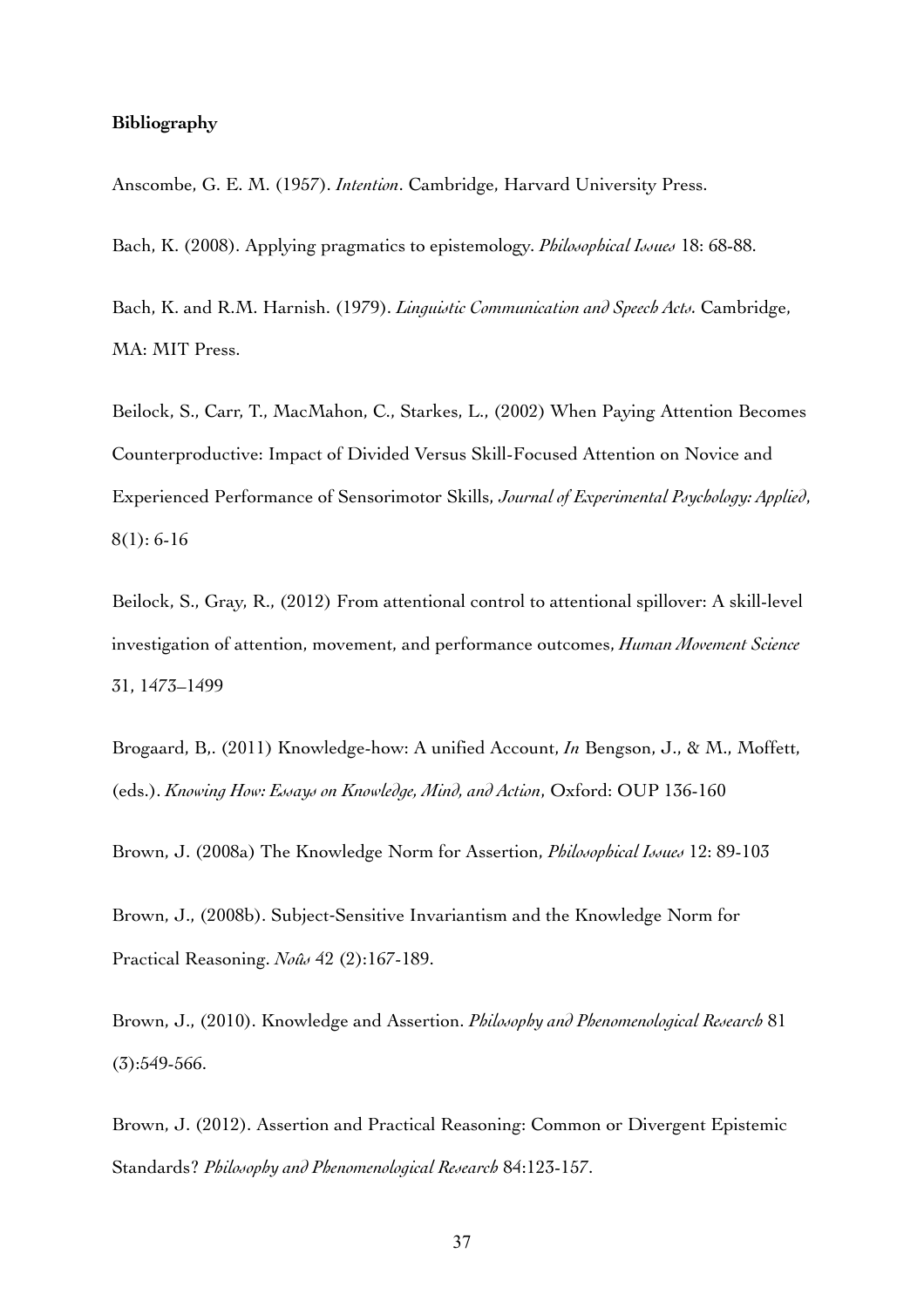**Bibliography**

Anscombe, G. E. M. (1957). *Intention*. Cambridge, Harvard University Press.

Bach, K. (2008). Applying pragmatics to epistemology. *Philosophical Issues* 18: 68-88.

Bach, K. and R.M. Harnish. (1979). *Linguistic Communication and Speech Acts.* Cambridge, MA: MIT Press.

Beilock, S., Carr, T., MacMahon, C., Starkes, L., (2002) When Paying Attention Becomes Counterproductive: Impact of Divided Versus Skill-Focused Attention on Novice and Experienced Performance of Sensorimotor Skills, *Journal of Experimental Psychology: Applied*, 8(1): 6-16

Beilock, S., Gray, R., (2012) From attentional control to attentional spillover: A skill-level investigation of attention, movement, and performance outcomes, *Human Movement Science* 31, 1473–1499

Brogaard, B,. (2011) Knowledge-how: A unified Account, *In* Bengson, J., & M., Moffett, (eds.). *Knowing How: Essays on Knowledge, Mind, and Action*, Oxford: OUP 136-160

Brown, J. (2008a) The Knowledge Norm for Assertion, *Philosophical Issues* 12: 89-103

Brown, J., (2008b). Subject-Sensitive Invariantism and the Knowledge Norm for Practical Reasoning. *Noûs* 42 (2):167-189.

Brown, J., (2010). Knowledge and Assertion. *Philosophy and Phenomenological Research* 81 (3):549-566.

Brown, J. (2012). Assertion and Practical Reasoning: Common or Divergent Epistemic Standards? *Philosophy and Phenomenological Research* 84:123-157.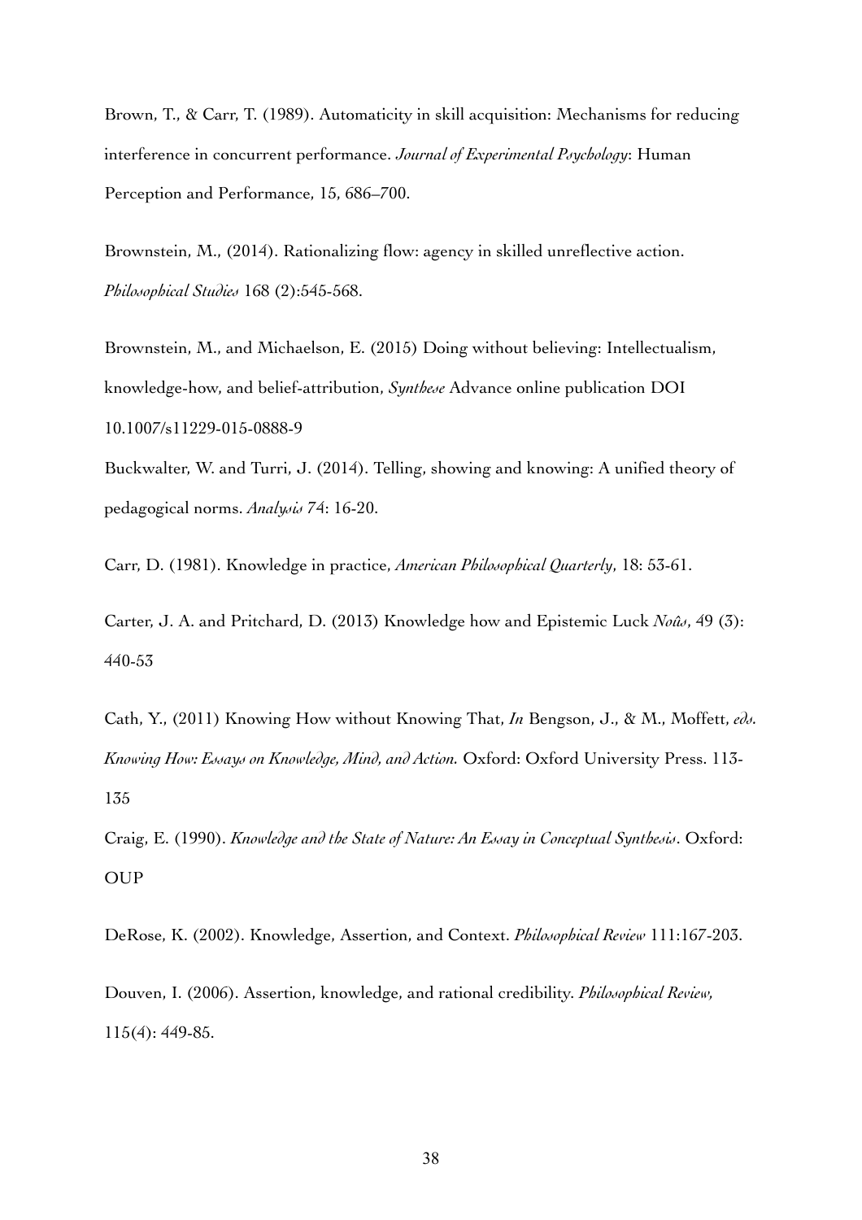Brown, T., & Carr, T. (1989). Automaticity in skill acquisition: Mechanisms for reducing interference in concurrent performance. *Journal of Experimental Psychology*: Human Perception and Performance, 15, 686–700.

Brownstein, M., (2014). Rationalizing flow: agency in skilled unreflective action. *Philosophical Studies* 168 (2):545-568.

Brownstein, M., and Michaelson, E. (2015) Doing without believing: Intellectualism, knowledge-how, and belief-attribution, *Synthese* Advance online publication DOI 10.1007/s11229-015-0888-9

Buckwalter, W. and Turri, J. (2014). Telling, showing and knowing: A unified theory of pedagogical norms. *Analysis* 74: 16-20.

Carr, D. (1981). Knowledge in practice, *American Philosophical Quarterly*, 18: 53-61.

Carter, J. A. and Pritchard, D. (2013) Knowledge how and Epistemic Luck *Noûs*, 49 (3): 440-53

Cath, Y., (2011) Knowing How without Knowing That, *In* Bengson, J., & M., Moffett, *eds*. *Knowing How: Essays on Knowledge, Mind, and Action.* Oxford: Oxford University Press. 113-135

Craig, E. (1990). *Knowledge and the State of Nature: An Essay in Conceptual Synthesis*. Oxford: OUP

DeRose, K. (2002). Knowledge, Assertion, and Context. *Philosophical Review* 111:167-203.

Douven, I. (2006). Assertion, knowledge, and rational credibility. *Philosophical Review,* 115(4): 449-85.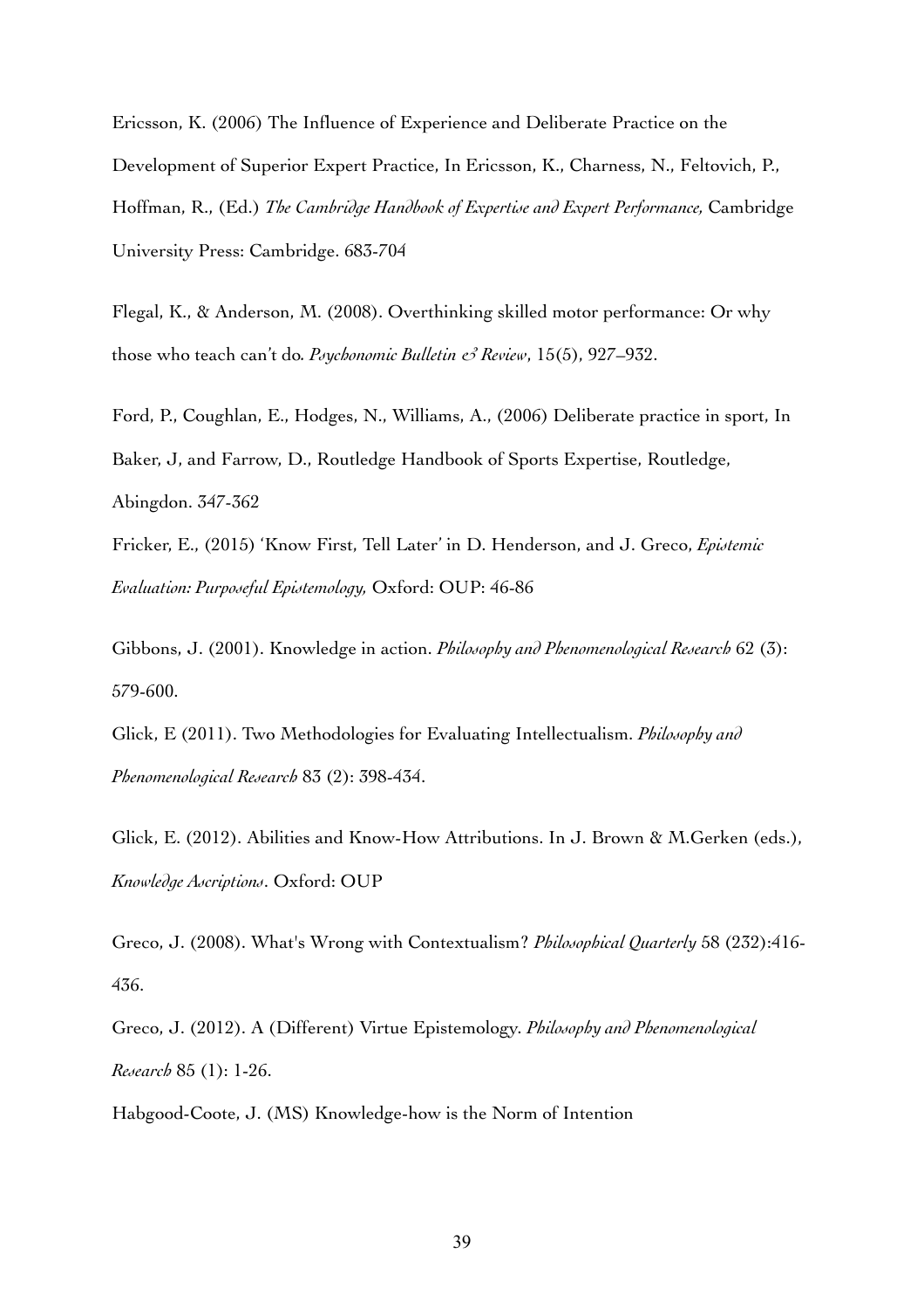Ericsson, K. (2006) The Influence of Experience and Deliberate Practice on the Development of Superior Expert Practice, In Ericsson, K., Charness, N., Feltovich, P., Hoffman, R., (Ed.) *The Cambridge Handbook of Expertise and Expert Performance,* Cambridge University Press: Cambridge. 683-704

Flegal, K., & Anderson, M. (2008). Overthinking skilled motor performance: Or why those who teach can't do. *Psychonomic Bulletin & Review*, 15(5), 927–932.

Ford, P., Coughlan, E., Hodges, N., Williams, A., (2006) Deliberate practice in sport, In Baker, J, and Farrow, D., Routledge Handbook of Sports Expertise, Routledge, Abingdon. 347-362

Fricker, E., (2015) 'Know First, Tell Later' in D. Henderson, and J. Greco, *Epistemic Evaluation: Purposeful Epistemology,* Oxford: OUP: 46-86

Gibbons, J. (2001). Knowledge in action. *Philosophy and Phenomenological Research* 62 (3): 579-600.

Glick, E (2011). Two Methodologies for Evaluating Intellectualism. *Philosophy and Phenomenological Research* 83 (2): 398-434.

Glick, E. (2012). Abilities and Know-How Attributions. In J. Brown & M.Gerken (eds.), *Knowledge Ascriptions*. Oxford: OUP

Greco, J. (2008). What's Wrong with Contextualism? *Philosophical Quarterly* 58 (232):416-436.

Greco, J. (2012). A (Different) Virtue Epistemology. *Philosophy and Phenomenological Research* 85 (1): 1-26.

Habgood-Coote, J. (MS) Knowledge-how is the Norm of Intention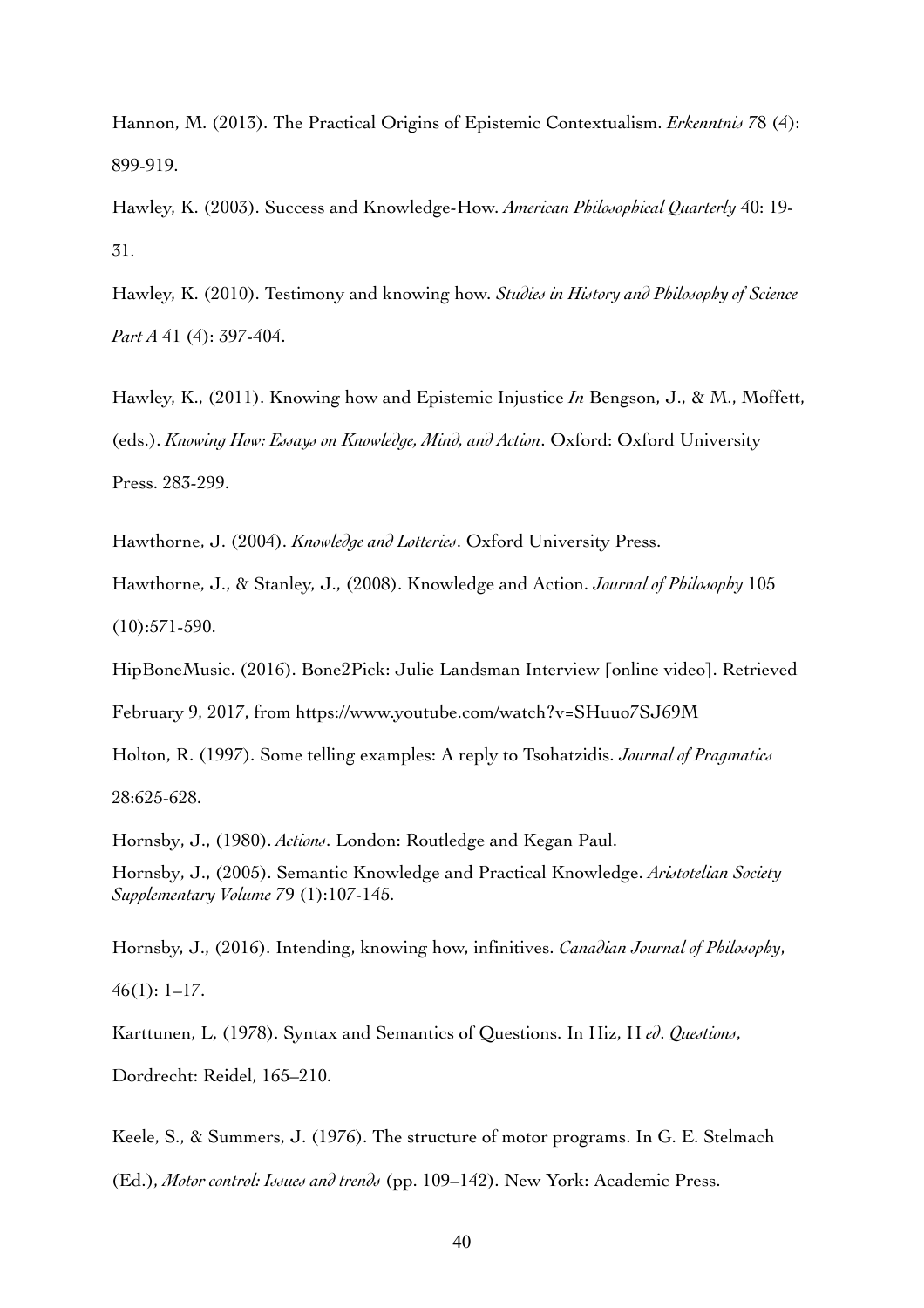Hannon, M. (2013). The Practical Origins of Epistemic Contextualism. *Erkenntnis* 78 (4): 899-919.

Hawley, K. (2003). Success and Knowledge-How. *American Philosophical Quarterly* 40: 19-31.

Hawley, K. (2010). Testimony and knowing how. *Studies in History and Philosophy of Science Part A* 41 (4): 397-404.

Hawley, K., (2011). Knowing how and Epistemic Injustice *In* Bengson, J., & M., Moffett, (eds.). *Knowing How: Essays on Knowledge, Mind, and Action*. Oxford: Oxford University Press. 283-299.

Hawthorne, J. (2004). *Knowledge and Lotteries*. Oxford University Press.

Hawthorne, J., & Stanley, J., (2008). Knowledge and Action. *Journal of Philosophy* 105 (10):571-590.

HipBoneMusic. (2016). Bone2Pick: Julie Landsman Interview [online video]. Retrieved February 9, 2017, from https://www.youtube.com/watch?v=SHuuo7SJ69M

Holton, R. (1997). Some telling examples: A reply to Tsohatzidis. *Journal of Pragmatics* 28:625-628.

Hornsby, J., (1980). *Actions*. London: Routledge and Kegan Paul.

Hornsby, J., (2005). Semantic Knowledge and Practical Knowledge. *Aristotelian Society Supplementary Volume* 79 (1):107-145.

Hornsby, J., (2016). Intending, knowing how, infinitives. *Canadian Journal of Philosophy*, 46(1): 1–17.

Karttunen, L, (1978). Syntax and Semantics of Questions. In Hiz, H *ed*. *Questions*, Dordrecht: Reidel, 165–210.

Keele, S., & Summers, J. (1976). The structure of motor programs. In G. E. Stelmach (Ed.), *Motor control: Issues and trends* (pp. 109–142). New York: Academic Press.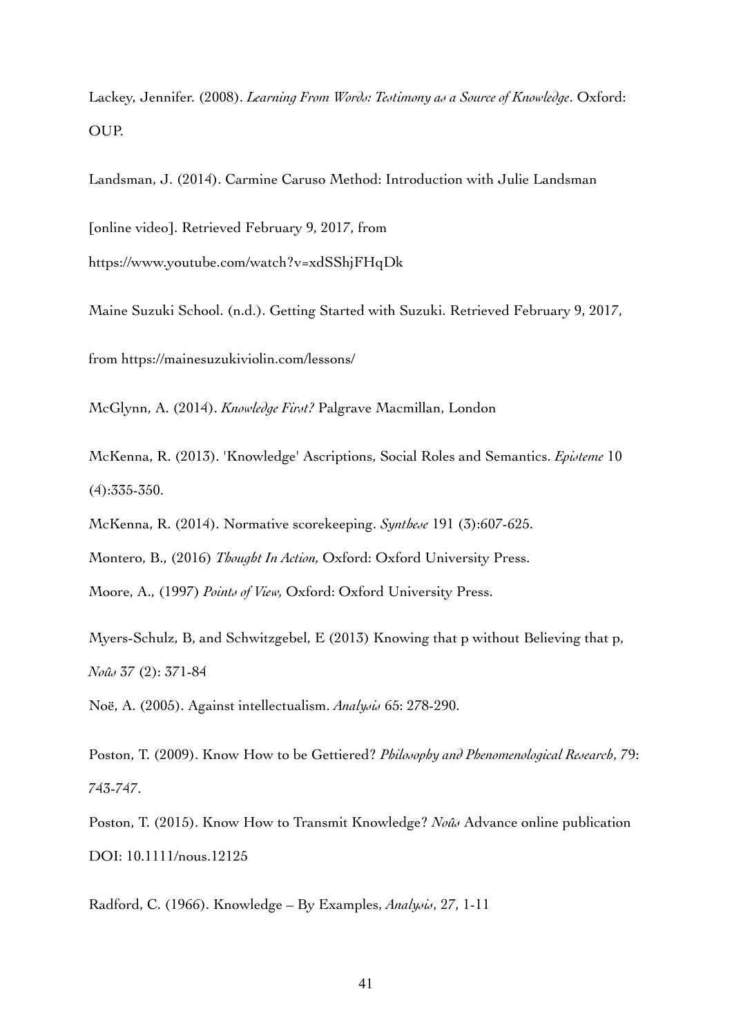Lackey, Jennifer. (2008). *Learning From Words: Testimony as a Source of Knowledge*. Oxford: OUP.

Landsman, J. (2014). Carmine Caruso Method: Introduction with Julie Landsman

[online video]. Retrieved February 9, 2017, from

https://www.youtube.com/watch?v=xdSShjFHqDk

Maine Suzuki School. (n.d.). Getting Started with Suzuki. Retrieved February 9, 2017,

from https://mainesuzukiviolin.com/lessons/

McGlynn, A. (2014). *Knowledge First?* Palgrave Macmillan, London

McKenna, R. (2013). 'Knowledge' Ascriptions, Social Roles and Semantics. *Episteme* 10 (4):335-350.

McKenna, R. (2014). Normative scorekeeping. *Synthese* 191 (3):607-625.

Montero, B., (2016) *Thought In Action,* Oxford: Oxford University Press.

Moore, A., (1997) *Points of View,* Oxford: Oxford University Press.

Myers-Schulz, B, and Schwitzgebel, E (2013) Knowing that p without Believing that p, *Noûs* 37 (2): 371-84

Noë, A. (2005). Against intellectualism. *Analysis* 65: 278-290.

Poston, T. (2009). Know How to be Gettiered? *Philosophy and Phenomenological Research*, 79: 743-747.

Poston, T. (2015). Know How to Transmit Knowledge? *Noûs* Advance online publication DOI: 10.1111/nous.12125

Radford, C. (1966). Knowledge – By Examples, *Analysis*, 27, 1-11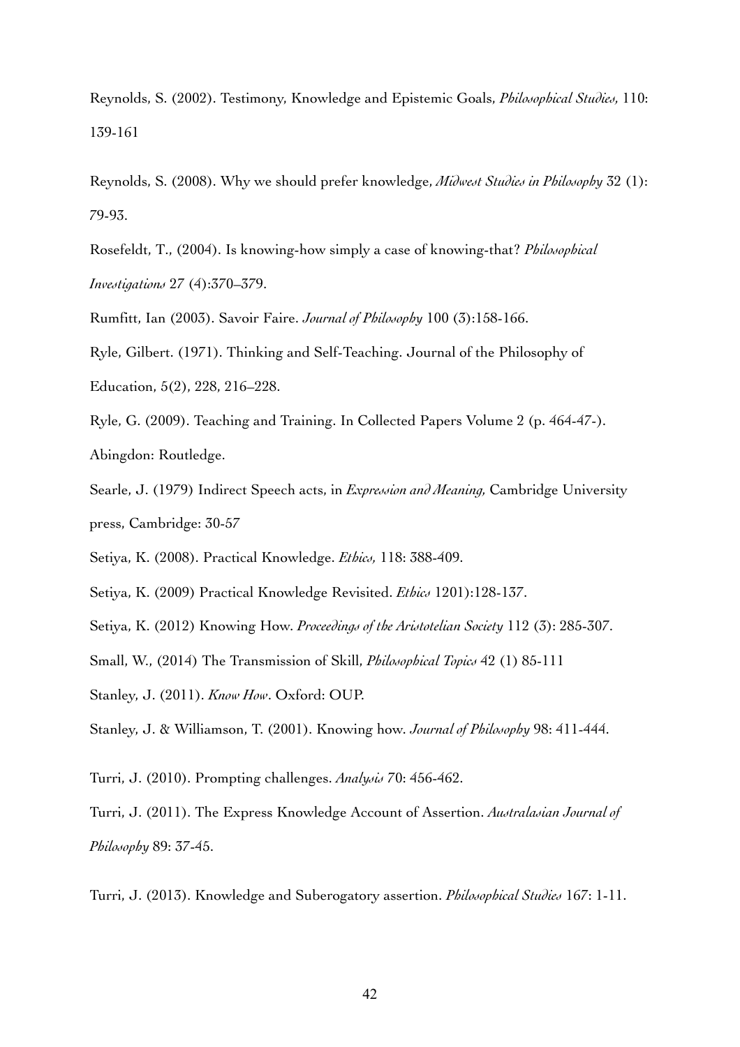Reynolds, S. (2002). Testimony, Knowledge and Epistemic Goals, *Philosophical Studies*, 110: 139-161

Reynolds, S. (2008). Why we should prefer knowledge, *Midwest Studies in Philosophy* 32 (1): 79-93.

Rosefeldt, T., (2004). Is knowing-how simply a case of knowing-that? *Philosophical Investigations* 27 (4):370–379.

Rumfitt, Ian (2003). Savoir Faire. *Journal of Philosophy* 100 (3):158-166.

Ryle, Gilbert. (1971). Thinking and Self-Teaching. Journal of the Philosophy of Education, 5(2), 228, 216–228.

Ryle, G. (2009). Teaching and Training. In Collected Papers Volume 2 (p. 464-47-). Abingdon: Routledge.

Searle, J. (1979) Indirect Speech acts, in *Expression and Meaning*, Cambridge University press, Cambridge: 30-57

Setiya, K. (2008). Practical Knowledge. *Ethics*, 118: 388-409.

Setiya, K. (2009) Practical Knowledge Revisited. *Ethics* 1201):128-137.

Setiya, K. (2012) Knowing How. *Proceedings of the Aristotelian Society* 112 (3): 285-307.

Small, W., (2014) The Transmission of Skill, *Philosophical Topics* 42 (1) 85-111

Stanley, J. (2011). *Know How*. Oxford: OUP.

Stanley, J. & Williamson, T. (2001). Knowing how. *Journal of Philosophy* 98: 411-444.

Turri, J. (2010). Prompting challenges. *Analysis* 70: 456-462.

Turri, J. (2011). The Express Knowledge Account of Assertion. *Australasian Journal of Philosophy* 89: 37-45.

Turri, J. (2013). Knowledge and Suberogatory assertion. *Philosophical Studies* 167: 1-11.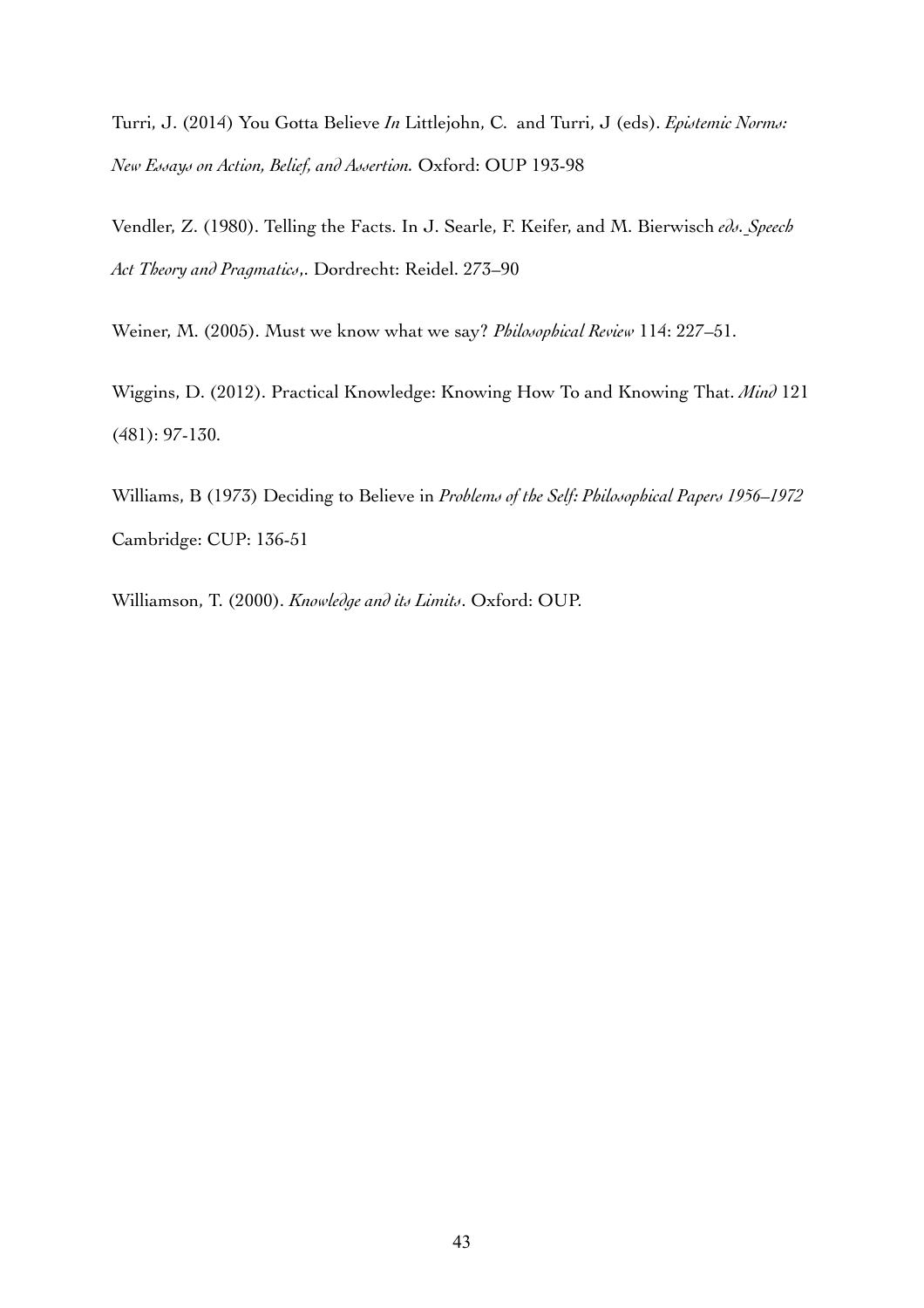Turri, J. (2014) You Gotta Believe *In* Littlejohn, C. and Turri, J (eds). *Epistemic Norms: New Essays on Action, Belief, and Assertion.* Oxford: OUP 193-98

Vendler, Z. (1980). Telling the Facts. In J. Searle, F. Keifer, and M. Bierwisch *eds. Speech Act Theory and Pragmatics*,. Dordrecht: Reidel. 273–90

Weiner, M. (2005). Must we know what we say? *Philosophical Review* 114: 227–51.

Wiggins, D. (2012). Practical Knowledge: Knowing How To and Knowing That. *Mind* 121 (481): 97-130.

Williams, B (1973) Deciding to Believe in *Problems of the Self: Philosophical Papers 1956–1972* Cambridge: CUP: 136-51

Williamson, T. (2000). *Knowledge and its Limits*. Oxford: OUP.